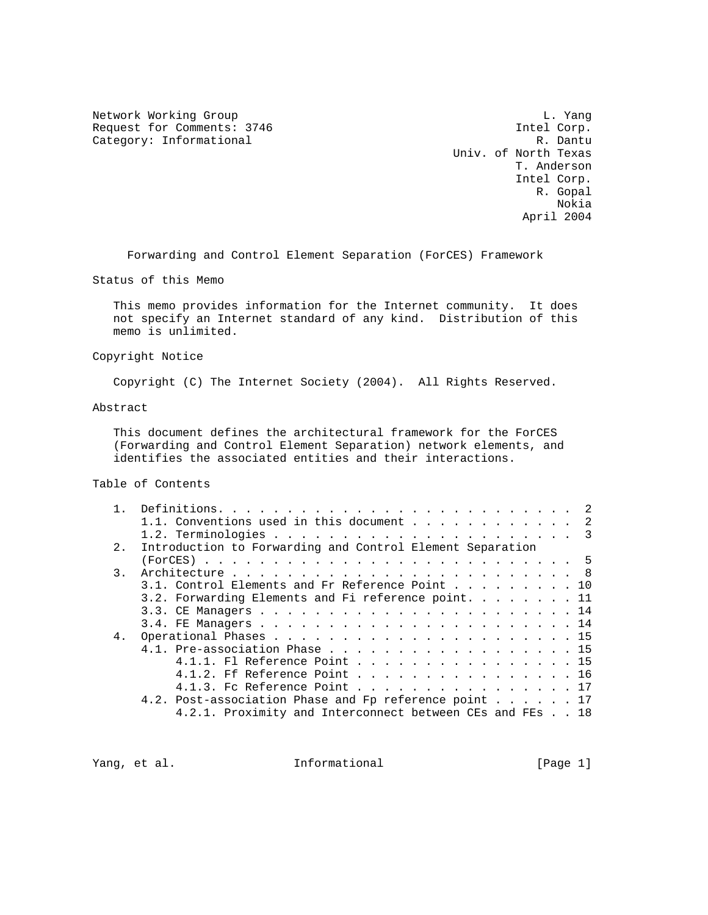Network Working Group L. Yang
Request for Comments: 3746 Intel Corp.
Category: Informational R. Dantu
Univ. of North Texas
T. Anderson
Intel Corp.
R. Gopal
Nokia
April 2004

# Forwarding and Control Element Separation (ForCES) Framework

## Status of this Memo

This memo provides information for the Internet community. It does not specify an Internet standard of any kind. Distribution of this memo is unlimited.

## Copyright Notice

Copyright (C) The Internet Society (2004). All Rights Reserved.

## Abstract

This document defines the architectural framework for the ForCES (Forwarding and Control Element Separation) network elements, and identifies the associated entities and their interactions.

## Table of Contents

```
   1.  Definitions. . . . . . . . . . . . . . . . . . . . . . . . . .  2
       1.1. Conventions used in this document . . . . . . . . . . . .  2
       1.2. Terminologies . . . . . . . . . . . . . . . . . . . . . .  3
   2.  Introduction to Forwarding and Control Element Separation
       (ForCES) . . . . . . . . . . . . . . . . . . . . . . . . . . .  5
   3.  Architecture . . . . . . . . . . . . . . . . . . . . . . . . .  8
       3.1. Control Elements and Fr Reference Point . . . . . . . . . 10
       3.2. Forwarding Elements and Fi reference point. . . . . . . . 11
       3.3. CE Managers . . . . . . . . . . . . . . . . . . . . . . . 14
       3.4. FE Managers . . . . . . . . . . . . . . . . . . . . . . . 14
   4.  Operational Phases . . . . . . . . . . . . . . . . . . . . . . 15
       4.1. Pre-association Phase . . . . . . . . . . . . . . . . . . 15
            4.1.1. Fl Reference Point . . . . . . . . . . . . . . . . 15
            4.1.2. Ff Reference Point . . . . . . . . . . . . . . . . 16
            4.1.3. Fc Reference Point . . . . . . . . . . . . . . . . 17
       4.2. Post-association Phase and Fp reference point . . . . . . 17
            4.2.1. Proximity and Interconnect between CEs and FEs . . 18
```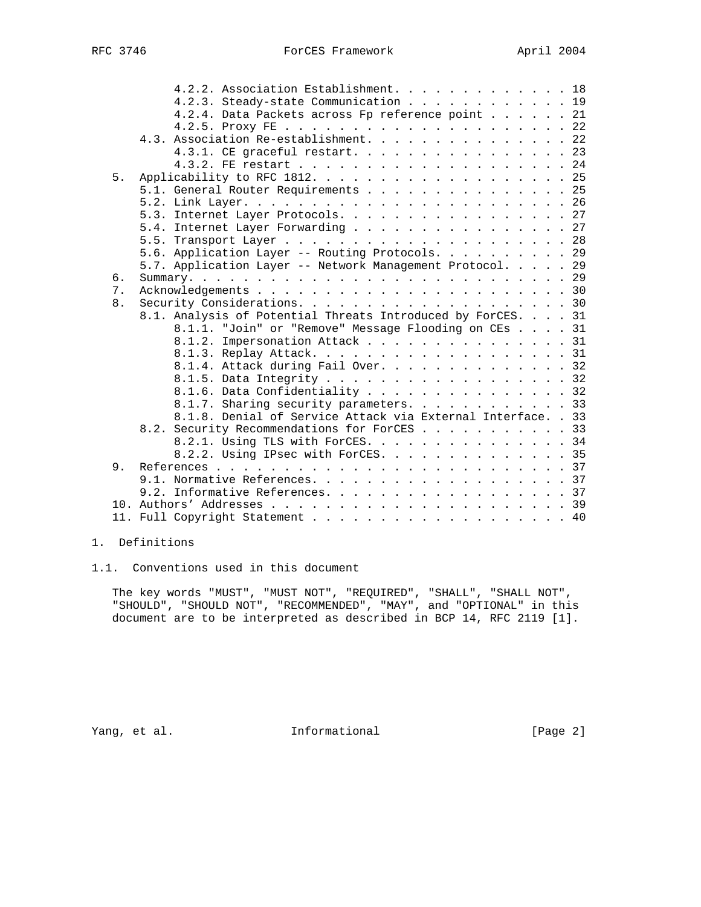4.2.2. Association Establishment. . . . . . . . . . . . . 18
4.2.3. Steady-state Communication . . . . . . . . . . . . 19
4.2.4. Data Packets across Fp reference point . . . . . . 21
4.2.5. Proxy FE . . . . . . . . . . . . . . . . . . . . . 22
4.3. Association Re-establishment. . . . . . . . . . . . . . . 22
4.3.1. CE graceful restart. . . . . . . . . . . . . . . . 23
4.3.2. FE restart . . . . . . . . . . . . . . . . . . . . 24
5. Applicability to RFC 1812. . . . . . . . . . . . . . . . . . . 25
5.1. General Router Requirements . . . . . . . . . . . . . . . 25
5.2. Link Layer. . . . . . . . . . . . . . . . . . . . . . . . 26
5.3. Internet Layer Protocols. . . . . . . . . . . . . . . . . 27
5.4. Internet Layer Forwarding . . . . . . . . . . . . . . . . 27
5.5. Transport Layer . . . . . . . . . . . . . . . . . . . . . 28
5.6. Application Layer -- Routing Protocols. . . . . . . . . . 29
5.7. Application Layer -- Network Management Protocol. . . . . 29
6. Summary. . . . . . . . . . . . . . . . . . . . . . . . . . . . 29
7. Acknowledgements . . . . . . . . . . . . . . . . . . . . . . . 30
8. Security Considerations. . . . . . . . . . . . . . . . . . . . 30
8.1. Analysis of Potential Threats Introduced by ForCES. . . . 31
8.1.1. "Join" or "Remove" Message Flooding on CEs . . . . 31
8.1.2. Impersonation Attack . . . . . . . . . . . . . . . 31
8.1.3. Replay Attack. . . . . . . . . . . . . . . . . . . 31
8.1.4. Attack during Fail Over. . . . . . . . . . . . . . 32
8.1.5. Data Integrity . . . . . . . . . . . . . . . . . . 32
8.1.6. Data Confidentiality . . . . . . . . . . . . . . . 32
8.1.7. Sharing security parameters. . . . . . . . . . . . 33
8.1.8. Denial of Service Attack via External Interface. . 33
8.2. Security Recommendations for ForCES . . . . . . . . . . . 33
8.2.1. Using TLS with ForCES. . . . . . . . . . . . . . . 34
8.2.2. Using IPsec with ForCES. . . . . . . . . . . . . . 35
9. References . . . . . . . . . . . . . . . . . . . . . . . . . . 37
9.1. Normative References. . . . . . . . . . . . . . . . . . . 37
9.2. Informative References. . . . . . . . . . . . . . . . . . 37
10. Authors' Addresses . . . . . . . . . . . . . . . . . . . . . . 39
11. Full Copyright Statement . . . . . . . . . . . . . . . . . . . 40

# 1. Definitions

## 1.1. Conventions used in this document

The key words "MUST", "MUST NOT", "REQUIRED", "SHALL", "SHALL NOT", "SHOULD", "SHOULD NOT", "RECOMMENDED", "MAY", and "OPTIONAL" in this document are to be interpreted as described in BCP 14, RFC 2119 [1].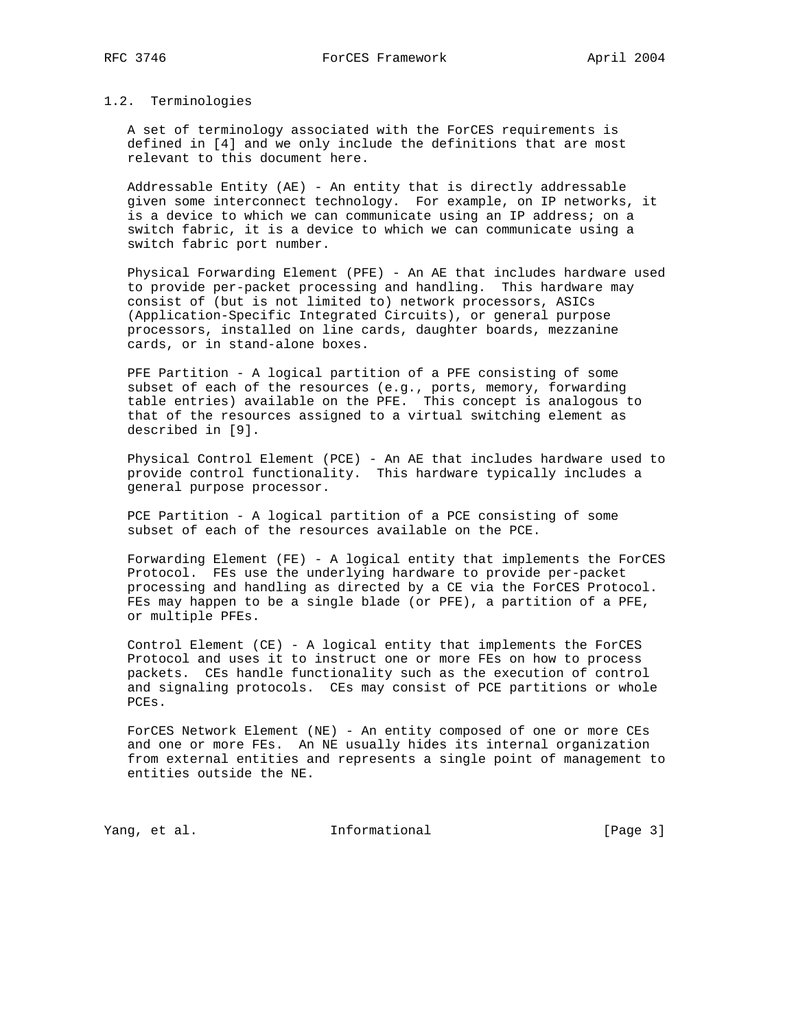## 1.2. Terminologies

A set of terminology associated with the ForCES requirements is defined in [4] and we only include the definitions that are most relevant to this document here.

Addressable Entity (AE) - An entity that is directly addressable given some interconnect technology. For example, on IP networks, it is a device to which we can communicate using an IP address; on a switch fabric, it is a device to which we can communicate using a switch fabric port number.

Physical Forwarding Element (PFE) - An AE that includes hardware used to provide per-packet processing and handling. This hardware may consist of (but is not limited to) network processors, ASICs (Application-Specific Integrated Circuits), or general purpose processors, installed on line cards, daughter boards, mezzanine cards, or in stand-alone boxes.

PFE Partition - A logical partition of a PFE consisting of some subset of each of the resources (e.g., ports, memory, forwarding table entries) available on the PFE. This concept is analogous to that of the resources assigned to a virtual switching element as described in [9].

Physical Control Element (PCE) - An AE that includes hardware used to provide control functionality. This hardware typically includes a general purpose processor.

PCE Partition - A logical partition of a PCE consisting of some subset of each of the resources available on the PCE.

Forwarding Element (FE) - A logical entity that implements the ForCES Protocol. FEs use the underlying hardware to provide per-packet processing and handling as directed by a CE via the ForCES Protocol. FEs may happen to be a single blade (or PFE), a partition of a PFE, or multiple PFEs.

Control Element (CE) - A logical entity that implements the ForCES Protocol and uses it to instruct one or more FEs on how to process packets. CEs handle functionality such as the execution of control and signaling protocols. CEs may consist of PCE partitions or whole PCEs.

ForCES Network Element (NE) - An entity composed of one or more CEs and one or more FEs. An NE usually hides its internal organization from external entities and represents a single point of management to entities outside the NE.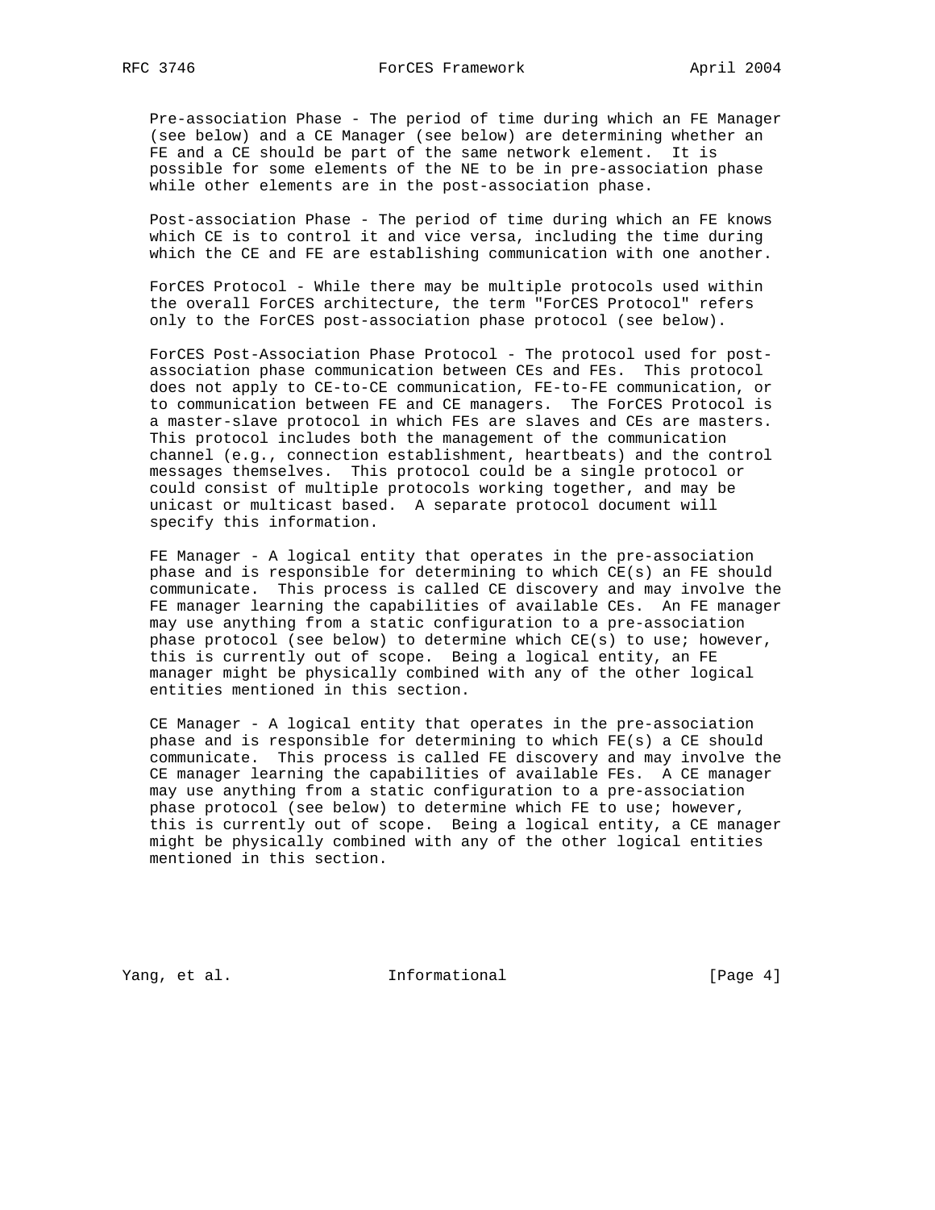Pre-association Phase - The period of time during which an FE Manager (see below) and a CE Manager (see below) are determining whether an FE and a CE should be part of the same network element. It is possible for some elements of the NE to be in pre-association phase while other elements are in the post-association phase.

Post-association Phase - The period of time during which an FE knows which CE is to control it and vice versa, including the time during which the CE and FE are establishing communication with one another.

ForCES Protocol - While there may be multiple protocols used within the overall ForCES architecture, the term "ForCES Protocol" refers only to the ForCES post-association phase protocol (see below).

ForCES Post-Association Phase Protocol - The protocol used for post-association phase communication between CEs and FEs. This protocol does not apply to CE-to-CE communication, FE-to-FE communication, or to communication between FE and CE managers. The ForCES Protocol is a master-slave protocol in which FEs are slaves and CEs are masters. This protocol includes both the management of the communication channel (e.g., connection establishment, heartbeats) and the control messages themselves. This protocol could be a single protocol or could consist of multiple protocols working together, and may be unicast or multicast based. A separate protocol document will specify this information.

FE Manager - A logical entity that operates in the pre-association phase and is responsible for determining to which CE(s) an FE should communicate. This process is called CE discovery and may involve the FE manager learning the capabilities of available CEs. An FE manager may use anything from a static configuration to a pre-association phase protocol (see below) to determine which CE(s) to use; however, this is currently out of scope. Being a logical entity, an FE manager might be physically combined with any of the other logical entities mentioned in this section.

CE Manager - A logical entity that operates in the pre-association phase and is responsible for determining to which FE(s) a CE should communicate. This process is called FE discovery and may involve the CE manager learning the capabilities of available FEs. A CE manager may use anything from a static configuration to a pre-association phase protocol (see below) to determine which FE to use; however, this is currently out of scope. Being a logical entity, a CE manager might be physically combined with any of the other logical entities mentioned in this section.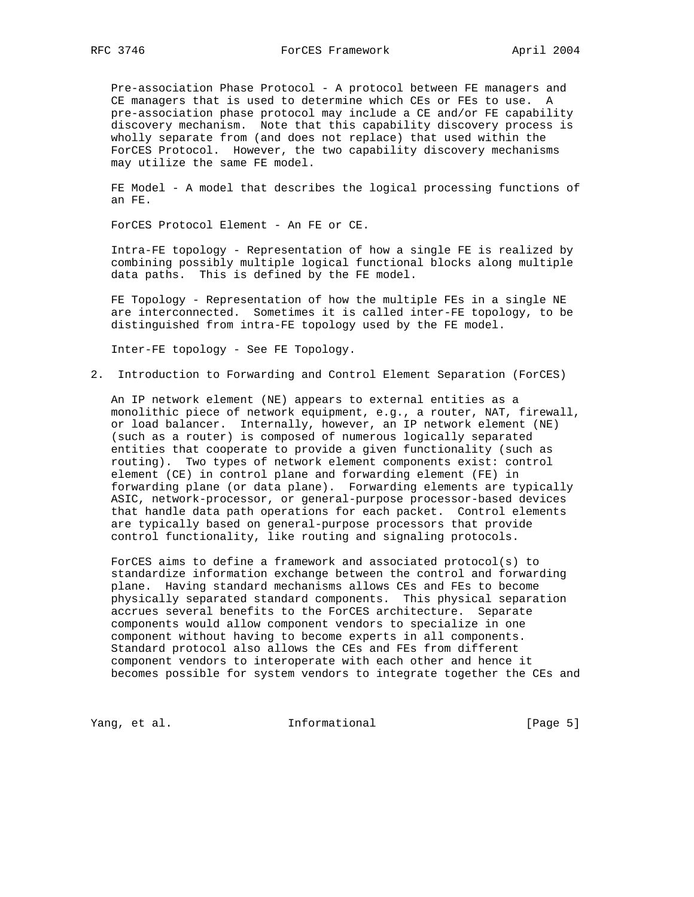Pre-association Phase Protocol - A protocol between FE managers and CE managers that is used to determine which CEs or FEs to use. A pre-association phase protocol may include a CE and/or FE capability discovery mechanism. Note that this capability discovery process is wholly separate from (and does not replace) that used within the ForCES Protocol. However, the two capability discovery mechanisms may utilize the same FE model.

FE Model - A model that describes the logical processing functions of an FE.

ForCES Protocol Element - An FE or CE.

Intra-FE topology - Representation of how a single FE is realized by combining possibly multiple logical functional blocks along multiple data paths. This is defined by the FE model.

FE Topology - Representation of how the multiple FEs in a single NE are interconnected. Sometimes it is called inter-FE topology, to be distinguished from intra-FE topology used by the FE model.

Inter-FE topology - See FE Topology.

## 2. Introduction to Forwarding and Control Element Separation (ForCES)

An IP network element (NE) appears to external entities as a monolithic piece of network equipment, e.g., a router, NAT, firewall, or load balancer. Internally, however, an IP network element (NE) (such as a router) is composed of numerous logically separated entities that cooperate to provide a given functionality (such as routing). Two types of network element components exist: control element (CE) in control plane and forwarding element (FE) in forwarding plane (or data plane). Forwarding elements are typically ASIC, network-processor, or general-purpose processor-based devices that handle data path operations for each packet. Control elements are typically based on general-purpose processors that provide control functionality, like routing and signaling protocols.

ForCES aims to define a framework and associated protocol(s) to standardize information exchange between the control and forwarding plane. Having standard mechanisms allows CEs and FEs to become physically separated standard components. This physical separation accrues several benefits to the ForCES architecture. Separate components would allow component vendors to specialize in one component without having to become experts in all components. Standard protocol also allows the CEs and FEs from different component vendors to interoperate with each other and hence it becomes possible for system vendors to integrate together the CEs and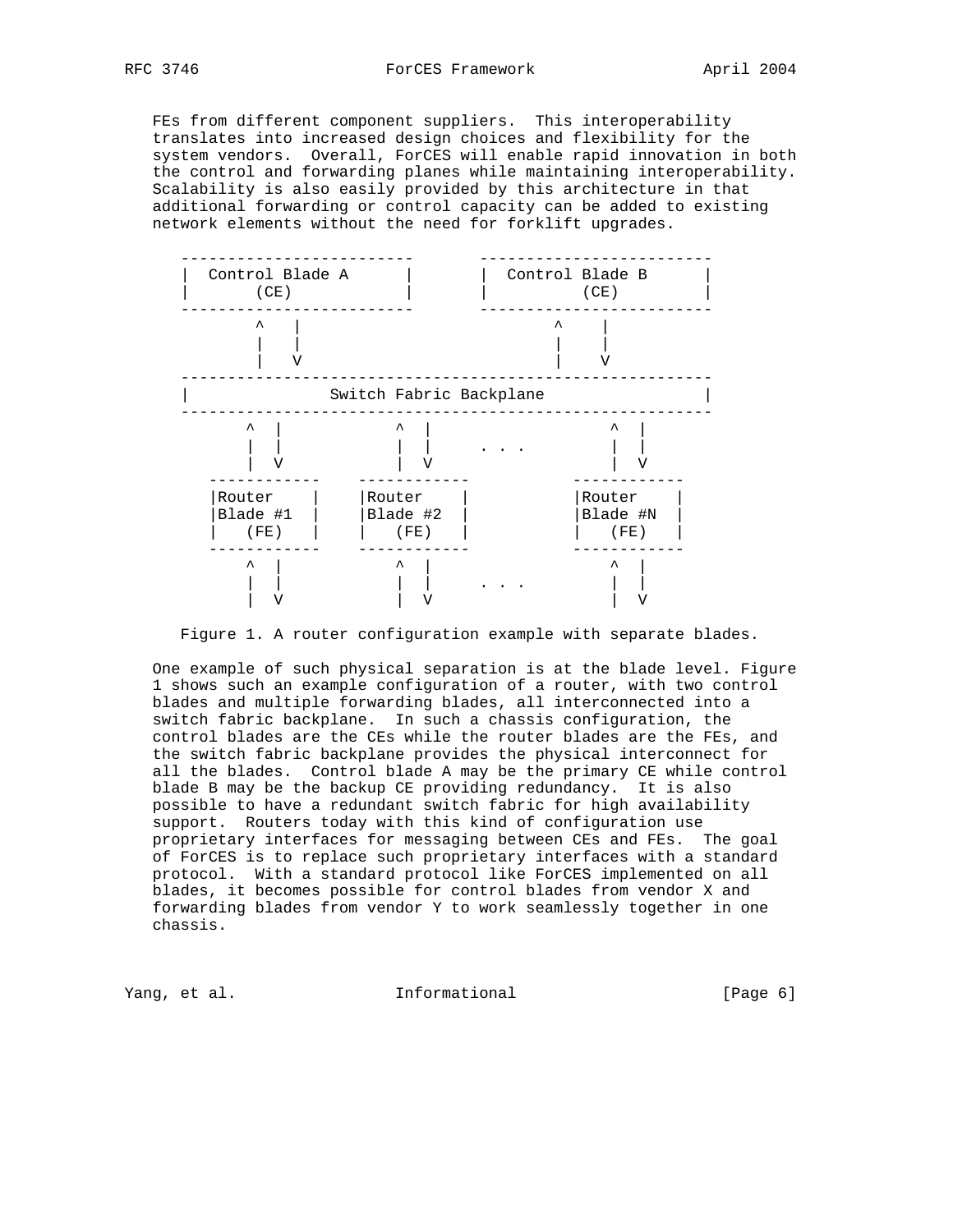FEs from different component suppliers.  This interoperability translates into increased design choices and flexibility for the system vendors.  Overall, ForCES will enable rapid innovation in both the control and forwarding planes while maintaining interoperability. Scalability is also easily provided by this architecture in that additional forwarding or control capacity can be added to existing network elements without the need for forklift upgrades.

```
 -------------------------       -------------------------
 |  Control Blade A      |       |  Control Blade B      |
 |       (CE)            |       |         (CE)          |
 -------------------------       -------------------------
         ^   |                           ^    |
         |   |                           |    |
         |   V                           |    V
 ---------------------------------------------------------
 |              Switch Fabric Backplane                  |
 ---------------------------------------------------------
        ^  |          ^  |                 ^  |
        |  |          |  |     . . .       |  |
        |  V          |  V                 |  V
     ------------    ------------         ------------
     |Router    |    |Router    |         |Router    |
     |Blade #1  |    |Blade #2  |         |Blade #N  |
     |   (FE)   |    |   (FE)   |         |   (FE)   |
     ------------    ------------         ------------
        ^  |          ^  |                 ^  |
        |  |          |  |     . . .       |  |
        |  V          |  V                 |  V
```

Figure 1. A router configuration example with separate blades.

One example of such physical separation is at the blade level. Figure 1 shows such an example configuration of a router, with two control blades and multiple forwarding blades, all interconnected into a switch fabric backplane.  In such a chassis configuration, the control blades are the CEs while the router blades are the FEs, and the switch fabric backplane provides the physical interconnect for all the blades.  Control blade A may be the primary CE while control blade B may be the backup CE providing redundancy.  It is also possible to have a redundant switch fabric for high availability support.  Routers today with this kind of configuration use proprietary interfaces for messaging between CEs and FEs.  The goal of ForCES is to replace such proprietary interfaces with a standard protocol.  With a standard protocol like ForCES implemented on all blades, it becomes possible for control blades from vendor X and forwarding blades from vendor Y to work seamlessly together in one chassis.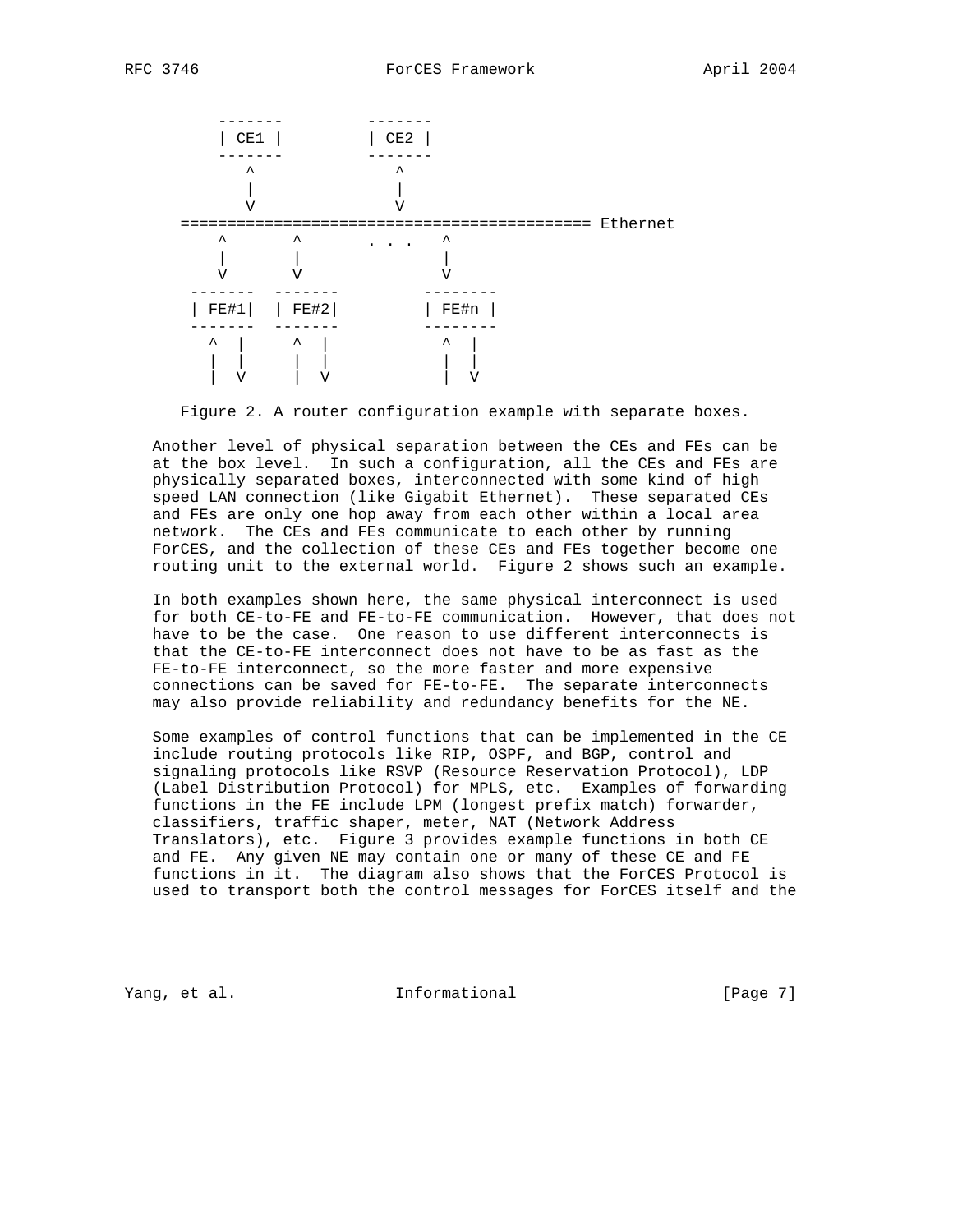```
      -------         -------
      | CE1 |         | CE2 |
      -------         -------
         ^               ^
         |               |
         V               V
 ============================================ Ethernet
     ^       ^       . . .   ^
     |       |               |
     V       V               V
  -------  -------         --------
  | FE#1|  | FE#2|         | FE#n |
  -------  -------         --------
    ^  |     ^  |            ^  |
    |  |     |  |            |  |
    |  V     |  V            |  V
```

Figure 2. A router configuration example with separate boxes.

Another level of physical separation between the CEs and FEs can be at the box level. In such a configuration, all the CEs and FEs are physically separated boxes, interconnected with some kind of high speed LAN connection (like Gigabit Ethernet). These separated CEs and FEs are only one hop away from each other within a local area network. The CEs and FEs communicate to each other by running ForCES, and the collection of these CEs and FEs together become one routing unit to the external world. Figure 2 shows such an example.

In both examples shown here, the same physical interconnect is used for both CE-to-FE and FE-to-FE communication. However, that does not have to be the case. One reason to use different interconnects is that the CE-to-FE interconnect does not have to be as fast as the FE-to-FE interconnect, so the more faster and more expensive connections can be saved for FE-to-FE. The separate interconnects may also provide reliability and redundancy benefits for the NE.

Some examples of control functions that can be implemented in the CE include routing protocols like RIP, OSPF, and BGP, control and signaling protocols like RSVP (Resource Reservation Protocol), LDP (Label Distribution Protocol) for MPLS, etc. Examples of forwarding functions in the FE include LPM (longest prefix match) forwarder, classifiers, traffic shaper, meter, NAT (Network Address Translators), etc. Figure 3 provides example functions in both CE and FE. Any given NE may contain one or many of these CE and FE functions in it. The diagram also shows that the ForCES Protocol is used to transport both the control messages for ForCES itself and the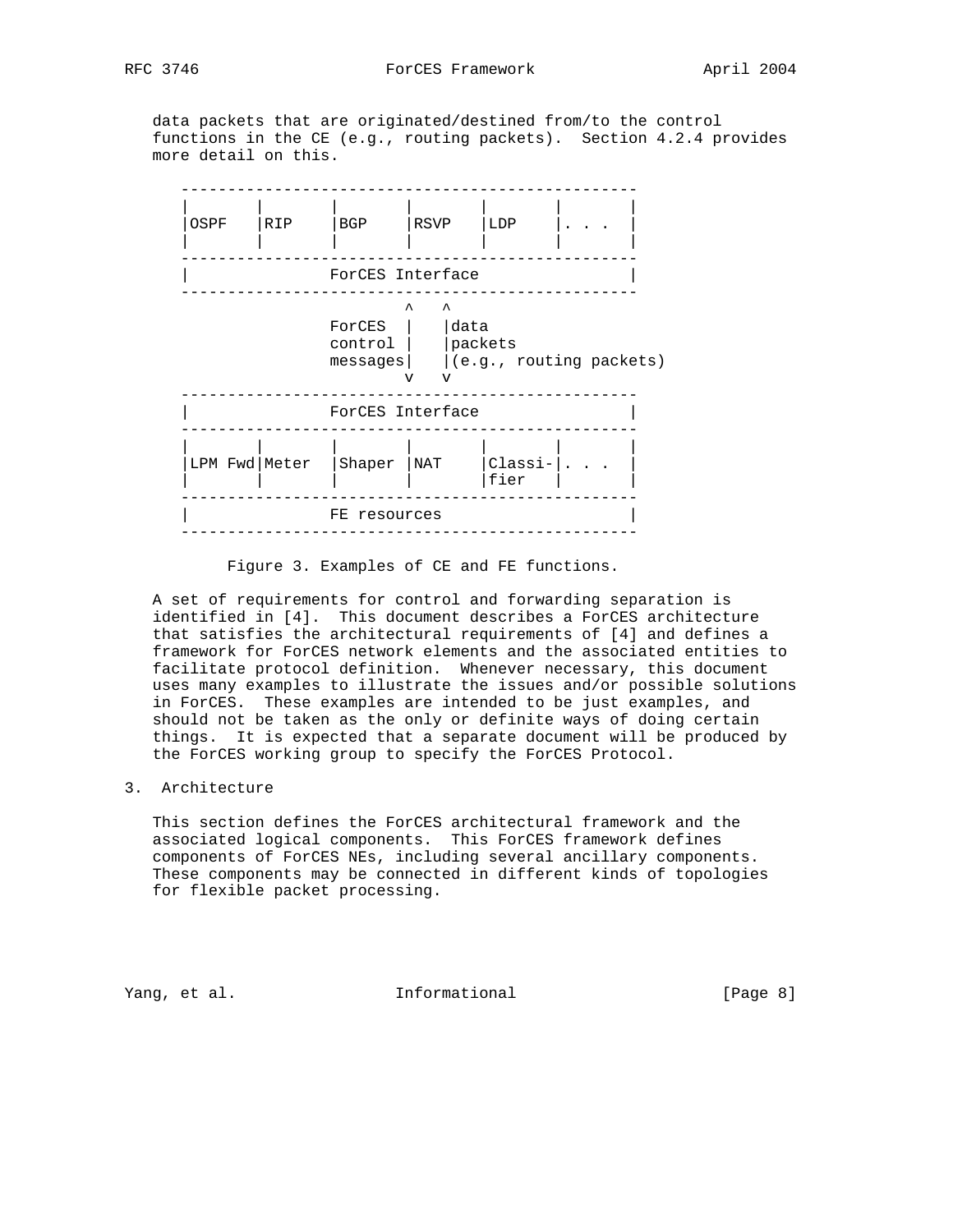data packets that are originated/destined from/to the control functions in the CE (e.g., routing packets). Section 4.2.4 provides more detail on this.

```
    -------------------------------------------------
    |       |       |       |       |       |       |
    |OSPF   |RIP    |BGP    |RSVP   |LDP    |. . .  |
    |       |       |       |       |       |       |
    -------------------------------------------------
    |               ForCES Interface                |
    -------------------------------------------------
                            ^   ^
                    ForCES  |   |data
                    control |   |packets
                    messages|   |(e.g., routing packets)
                            v   v
    -------------------------------------------------
    |               ForCES Interface                |
    -------------------------------------------------
    |       |       |       |       |       |       |
    |LPM Fwd|Meter  |Shaper |NAT    |Classi-|. . .  |
    |       |       |       |       |fier   |       |
    -------------------------------------------------
    |               FE resources                    |
    -------------------------------------------------
```

Figure 3. Examples of CE and FE functions.

A set of requirements for control and forwarding separation is identified in [4]. This document describes a ForCES architecture that satisfies the architectural requirements of [4] and defines a framework for ForCES network elements and the associated entities to facilitate protocol definition. Whenever necessary, this document uses many examples to illustrate the issues and/or possible solutions in ForCES. These examples are intended to be just examples, and should not be taken as the only or definite ways of doing certain things. It is expected that a separate document will be produced by the ForCES working group to specify the ForCES Protocol.

## 3. Architecture

This section defines the ForCES architectural framework and the associated logical components. This ForCES framework defines components of ForCES NEs, including several ancillary components. These components may be connected in different kinds of topologies for flexible packet processing.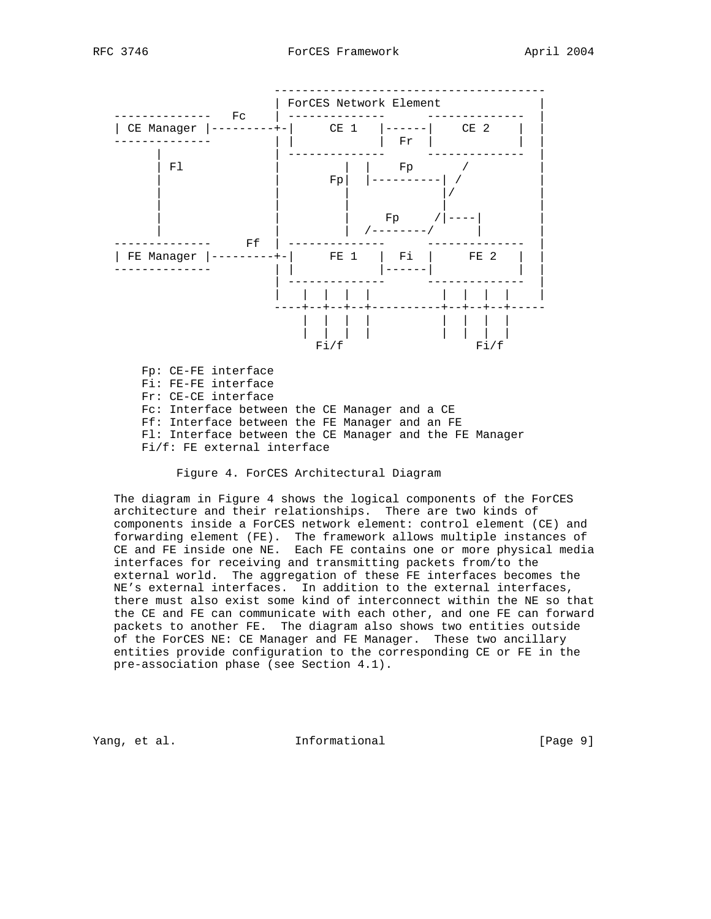```
                      ---------------------------------------
                      | ForCES Network Element               |
   --------------   Fc  | --------------      --------------   |
   | CE Manager |---------+-|     CE 1   |------|    CE 2    |  |
   --------------         | |            |  Fr  |            |  |
         |                | --------------      --------------   |
         | Fl             |         |  |    Fp       /           |
         |                |       Fp|  |----------| /            |
         |                |         |             |/             |
         |                |         |             |              |
         |                |         |     Fp     /|----|         |
         |                |         |  /--------/      |         |
   --------------     Ff  | --------------      --------------   |
   | FE Manager |---------+-|     FE 1   |  Fi  |     FE 2   |  |
   --------------         | |            |------|            |  |
                          | --------------      --------------   |
                          |   |  |  |  |          |  |  |  |    |
                          ----+--+--+--+----------+--+--+--+-----
                              |  |  |  |          |  |  |  |
                              |  |  |  |          |  |  |  |
                                Fi/f                Fi/f

      Fp: CE-FE interface
      Fi: FE-FE interface
      Fr: CE-CE interface
      Fc: Interface between the CE Manager and a CE
      Ff: Interface between the FE Manager and an FE
      Fl: Interface between the CE Manager and the FE Manager
      Fi/f: FE external interface
```

Figure 4. ForCES Architectural Diagram

The diagram in Figure 4 shows the logical components of the ForCES architecture and their relationships. There are two kinds of components inside a ForCES network element: control element (CE) and forwarding element (FE). The framework allows multiple instances of CE and FE inside one NE. Each FE contains one or more physical media interfaces for receiving and transmitting packets from/to the external world. The aggregation of these FE interfaces becomes the NE's external interfaces. In addition to the external interfaces, there must also exist some kind of interconnect within the NE so that the CE and FE can communicate with each other, and one FE can forward packets to another FE. The diagram also shows two entities outside of the ForCES NE: CE Manager and FE Manager. These two ancillary entities provide configuration to the corresponding CE or FE in the pre-association phase (see Section 4.1).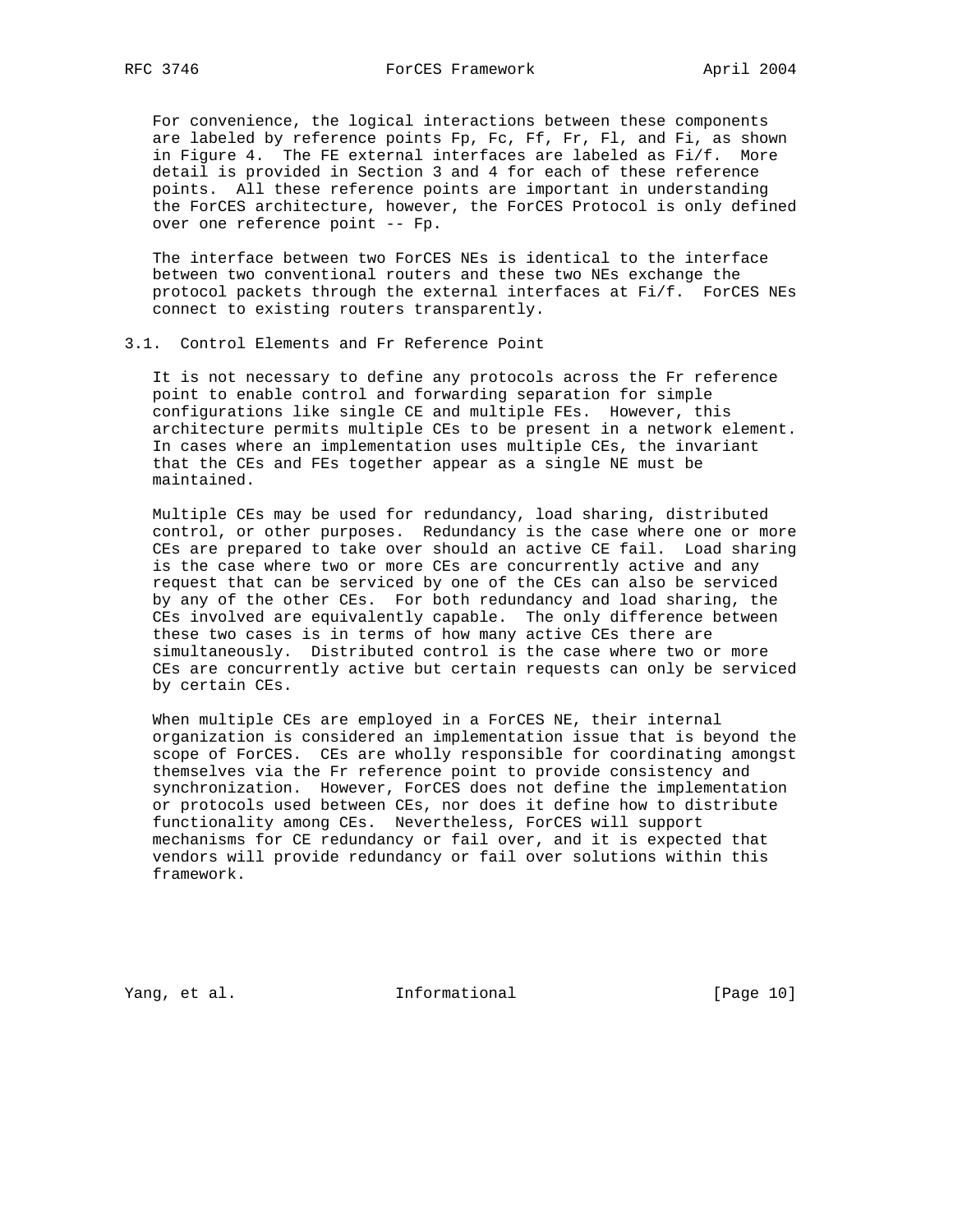For convenience, the logical interactions between these components are labeled by reference points Fp, Fc, Ff, Fr, Fl, and Fi, as shown in Figure 4. The FE external interfaces are labeled as Fi/f. More detail is provided in Section 3 and 4 for each of these reference points. All these reference points are important in understanding the ForCES architecture, however, the ForCES Protocol is only defined over one reference point -- Fp.

The interface between two ForCES NEs is identical to the interface between two conventional routers and these two NEs exchange the protocol packets through the external interfaces at Fi/f. ForCES NEs connect to existing routers transparently.

## 3.1. Control Elements and Fr Reference Point

It is not necessary to define any protocols across the Fr reference point to enable control and forwarding separation for simple configurations like single CE and multiple FEs. However, this architecture permits multiple CEs to be present in a network element. In cases where an implementation uses multiple CEs, the invariant that the CEs and FEs together appear as a single NE must be maintained.

Multiple CEs may be used for redundancy, load sharing, distributed control, or other purposes. Redundancy is the case where one or more CEs are prepared to take over should an active CE fail. Load sharing is the case where two or more CEs are concurrently active and any request that can be serviced by one of the CEs can also be serviced by any of the other CEs. For both redundancy and load sharing, the CEs involved are equivalently capable. The only difference between these two cases is in terms of how many active CEs there are simultaneously. Distributed control is the case where two or more CEs are concurrently active but certain requests can only be serviced by certain CEs.

When multiple CEs are employed in a ForCES NE, their internal organization is considered an implementation issue that is beyond the scope of ForCES. CEs are wholly responsible for coordinating amongst themselves via the Fr reference point to provide consistency and synchronization. However, ForCES does not define the implementation or protocols used between CEs, nor does it define how to distribute functionality among CEs. Nevertheless, ForCES will support mechanisms for CE redundancy or fail over, and it is expected that vendors will provide redundancy or fail over solutions within this framework.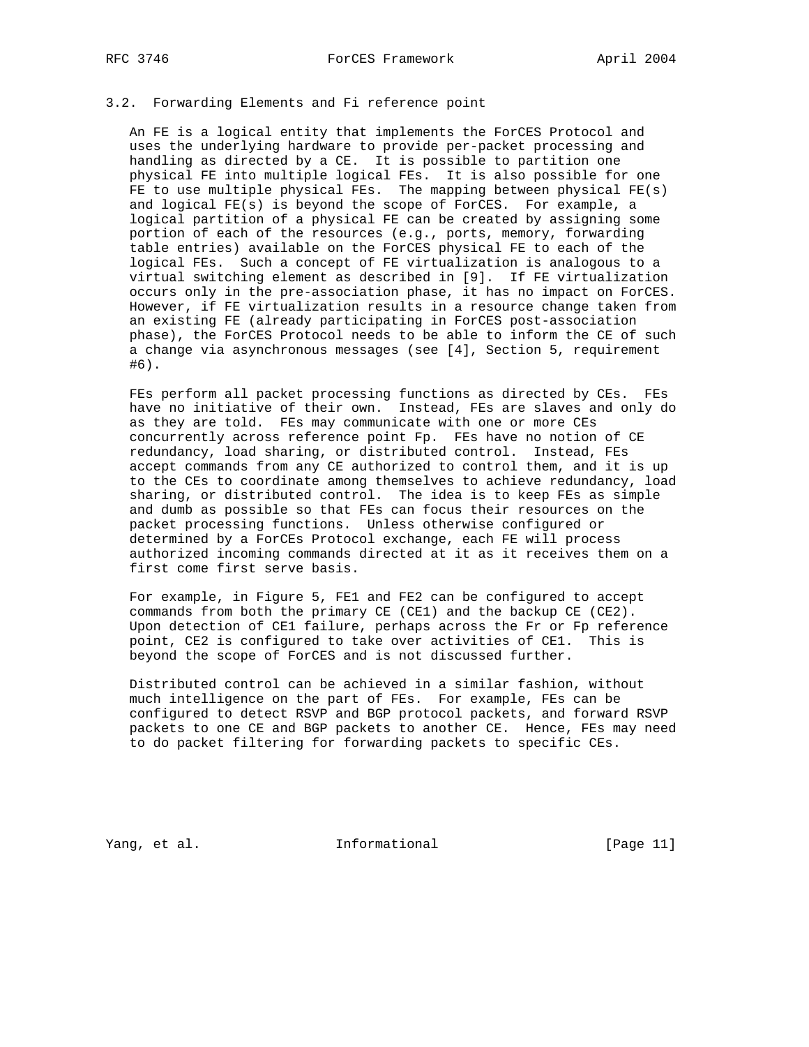### 3.2. Forwarding Elements and Fi reference point

An FE is a logical entity that implements the ForCES Protocol and uses the underlying hardware to provide per-packet processing and handling as directed by a CE. It is possible to partition one physical FE into multiple logical FEs. It is also possible for one FE to use multiple physical FEs. The mapping between physical FE(s) and logical FE(s) is beyond the scope of ForCES. For example, a logical partition of a physical FE can be created by assigning some portion of each of the resources (e.g., ports, memory, forwarding table entries) available on the ForCES physical FE to each of the logical FEs. Such a concept of FE virtualization is analogous to a virtual switching element as described in [9]. If FE virtualization occurs only in the pre-association phase, it has no impact on ForCES. However, if FE virtualization results in a resource change taken from an existing FE (already participating in ForCES post-association phase), the ForCES Protocol needs to be able to inform the CE of such a change via asynchronous messages (see [4], Section 5, requirement #6).

FEs perform all packet processing functions as directed by CEs. FEs have no initiative of their own. Instead, FEs are slaves and only do as they are told. FEs may communicate with one or more CEs concurrently across reference point Fp. FEs have no notion of CE redundancy, load sharing, or distributed control. Instead, FEs accept commands from any CE authorized to control them, and it is up to the CEs to coordinate among themselves to achieve redundancy, load sharing, or distributed control. The idea is to keep FEs as simple and dumb as possible so that FEs can focus their resources on the packet processing functions. Unless otherwise configured or determined by a ForCEs Protocol exchange, each FE will process authorized incoming commands directed at it as it receives them on a first come first serve basis.

For example, in Figure 5, FE1 and FE2 can be configured to accept commands from both the primary CE (CE1) and the backup CE (CE2). Upon detection of CE1 failure, perhaps across the Fr or Fp reference point, CE2 is configured to take over activities of CE1. This is beyond the scope of ForCES and is not discussed further.

Distributed control can be achieved in a similar fashion, without much intelligence on the part of FEs. For example, FEs can be configured to detect RSVP and BGP protocol packets, and forward RSVP packets to one CE and BGP packets to another CE. Hence, FEs may need to do packet filtering for forwarding packets to specific CEs.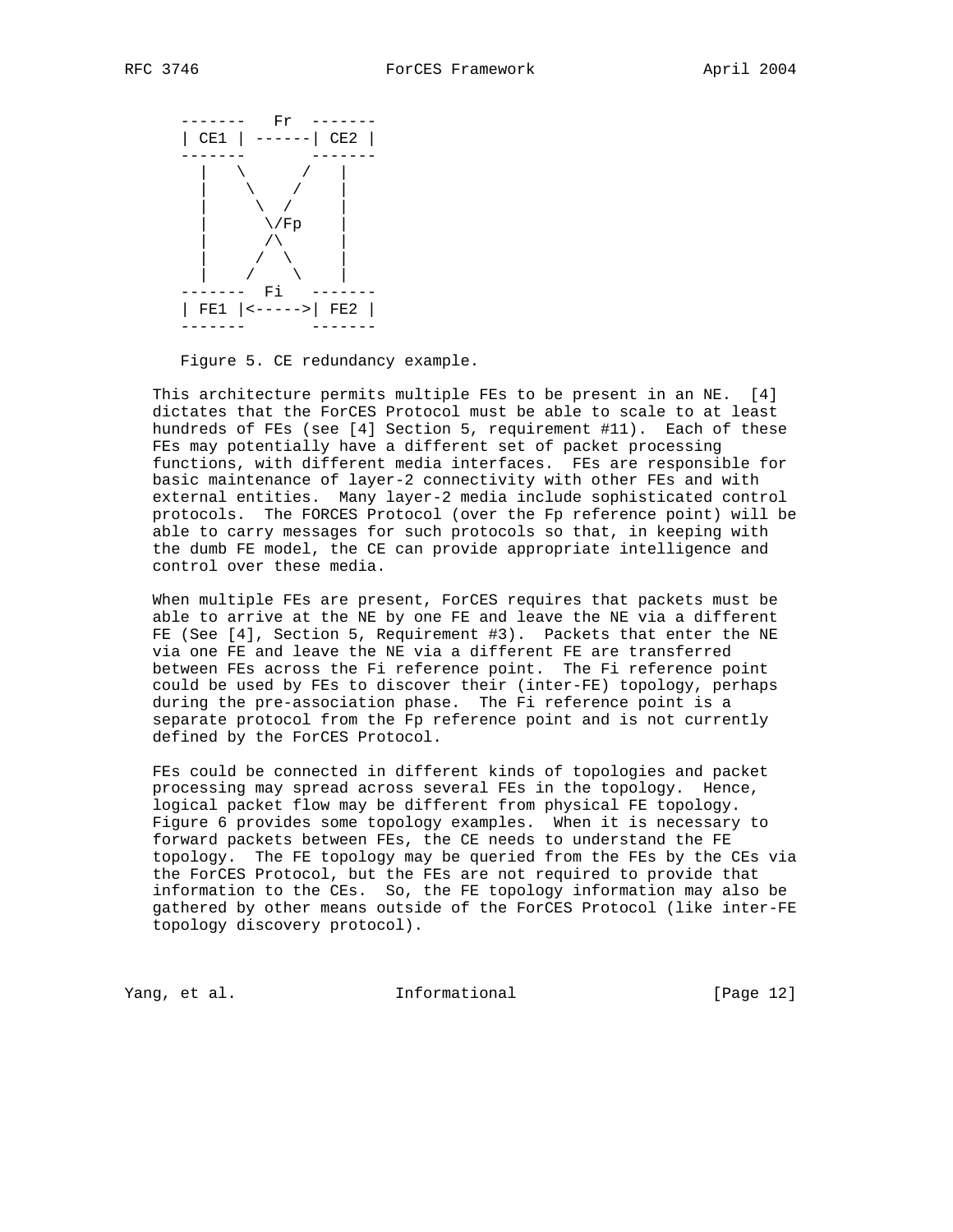```
 -------   Fr  -------
 | CE1 | ------| CE2 |
 -------       -------
   |   \       /   |
   |    \     /    |
   |     \   /     |
   |      \/Fp     |
   |      /\       |
   |     /  \      |
   |    /    \     |
 -------  Fi   -------
 | FE1 |<----->| FE2 |
 -------       -------
```

Figure 5. CE redundancy example.

This architecture permits multiple FEs to be present in an NE. [4] dictates that the ForCES Protocol must be able to scale to at least hundreds of FEs (see [4] Section 5, requirement #11). Each of these FEs may potentially have a different set of packet processing functions, with different media interfaces. FEs are responsible for basic maintenance of layer-2 connectivity with other FEs and with external entities. Many layer-2 media include sophisticated control protocols. The FORCES Protocol (over the Fp reference point) will be able to carry messages for such protocols so that, in keeping with the dumb FE model, the CE can provide appropriate intelligence and control over these media.

When multiple FEs are present, ForCES requires that packets must be able to arrive at the NE by one FE and leave the NE via a different FE (See [4], Section 5, Requirement #3). Packets that enter the NE via one FE and leave the NE via a different FE are transferred between FEs across the Fi reference point. The Fi reference point could be used by FEs to discover their (inter-FE) topology, perhaps during the pre-association phase. The Fi reference point is a separate protocol from the Fp reference point and is not currently defined by the ForCES Protocol.

FEs could be connected in different kinds of topologies and packet processing may spread across several FEs in the topology. Hence, logical packet flow may be different from physical FE topology. Figure 6 provides some topology examples. When it is necessary to forward packets between FEs, the CE needs to understand the FE topology. The FE topology may be queried from the FEs by the CEs via the ForCES Protocol, but the FEs are not required to provide that information to the CEs. So, the FE topology information may also be gathered by other means outside of the ForCES Protocol (like inter-FE topology discovery protocol).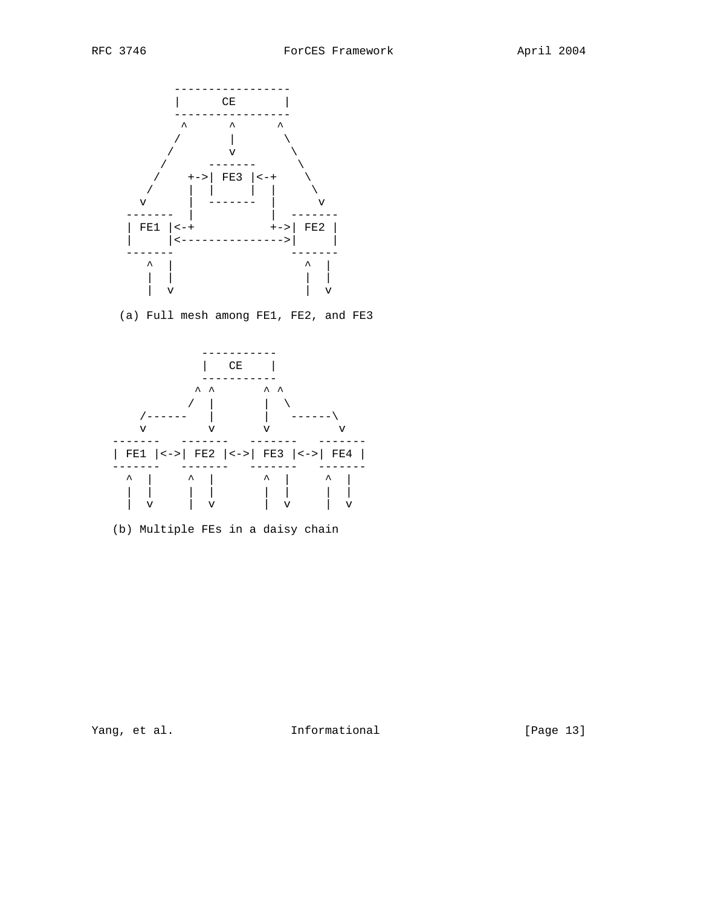```
            -----------------
            |       CE      |
            -----------------
             ^      ^      ^
            /       |       \
           /        v        \
          /      -------      \
         /    +->| FE3 |<-+    \
        /     |  |     |  |     \
       v      |  -------  |      v
     -------  |           |  -------
     | FE1 |<-+           +->| FE2 |
     |     |<--------------->|     |
     -------                 -------
        ^  |                    ^  |
        |  |                    |  |
        |  v                    |  v

      (a) Full mesh among FE1, FE2, and FE3


                  -----------
                  |   CE    |
                  -----------
                 ^ ^       ^ ^
                /  |       |  \
        /------    |       |   ------\
        v          v       v          v
    -------   -------   -------   -------
    | FE1 |<->| FE2 |<->| FE3 |<->| FE4 |
    -------   -------   -------   -------
      ^  |      ^  |      ^  |      ^  |
      |  |      |  |      |  |      |  |
      |  v      |  v      |  v      |  v

     (b) Multiple FEs in a daisy chain
```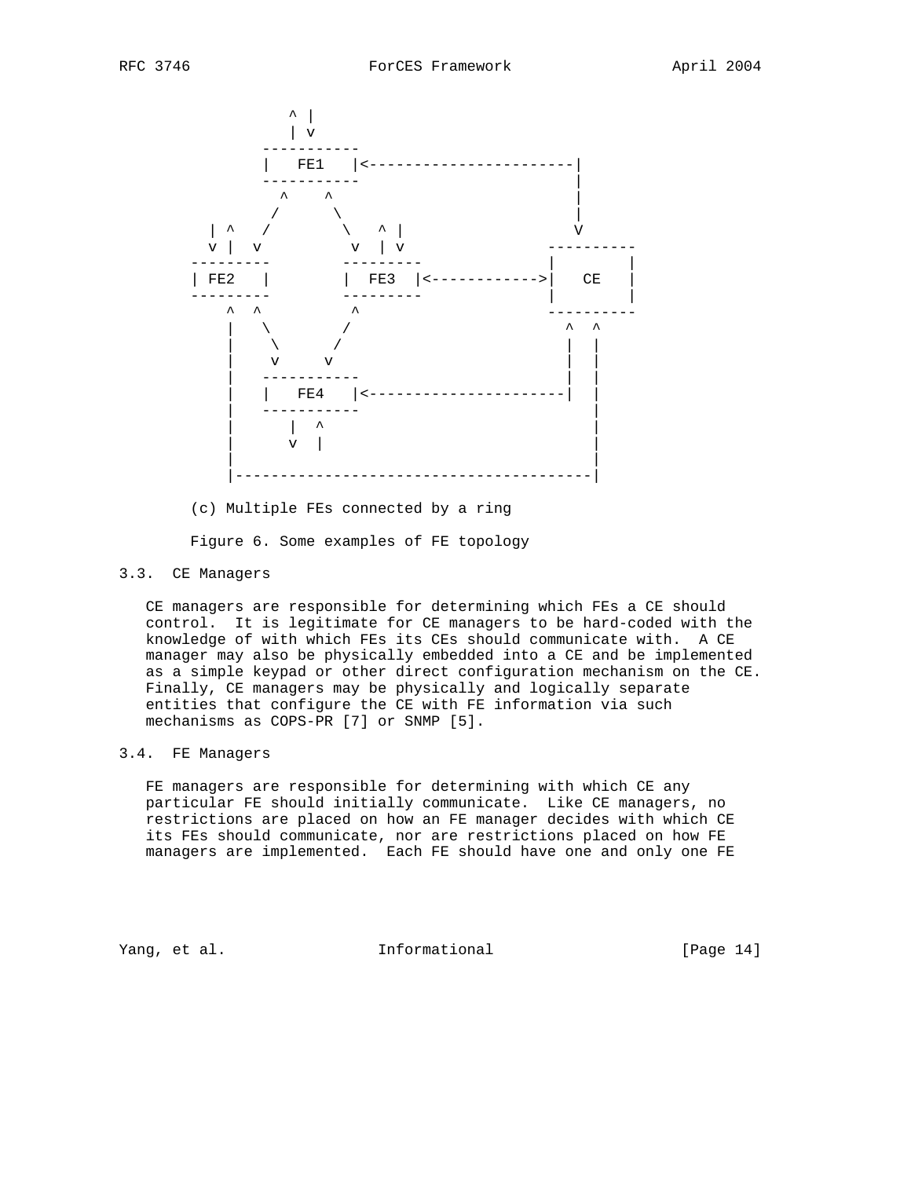```
               ^ |
               | v
            -----------
            |   FE1   |<-----------------------|
            -----------                        |
              ^    ^                           |
             /      \                          |
     | ^    /        \   ^ |                   V
     v |   v          v  | v              ----------
   ---------         ---------            |        |
   | FE2   |         |  FE3  |<---------->|   CE   |
   ---------         ---------            |        |
      ^  ^             ^                 ----------
      |   \           /                    ^  ^
      |    \         /                     |  |
      |     v       v                      |  |
      |    -----------                     |  |
      |    |   FE4   |<--------------------|  |
      |    -----------                        |
      |       |  ^                            |
      |       v  |                            |
      |                                       |
      |---------------------------------------|
```

(c) Multiple FEs connected by a ring

Figure 6. Some examples of FE topology

### 3.3. CE Managers

CE managers are responsible for determining which FEs a CE should control. It is legitimate for CE managers to be hard-coded with the knowledge of with which FEs its CEs should communicate with. A CE manager may also be physically embedded into a CE and be implemented as a simple keypad or other direct configuration mechanism on the CE. Finally, CE managers may be physically and logically separate entities that configure the CE with FE information via such mechanisms as COPS-PR [7] or SNMP [5].

### 3.4. FE Managers

FE managers are responsible for determining with which CE any particular FE should initially communicate. Like CE managers, no restrictions are placed on how an FE manager decides with which CE its FEs should communicate, nor are restrictions placed on how FE managers are implemented. Each FE should have one and only one FE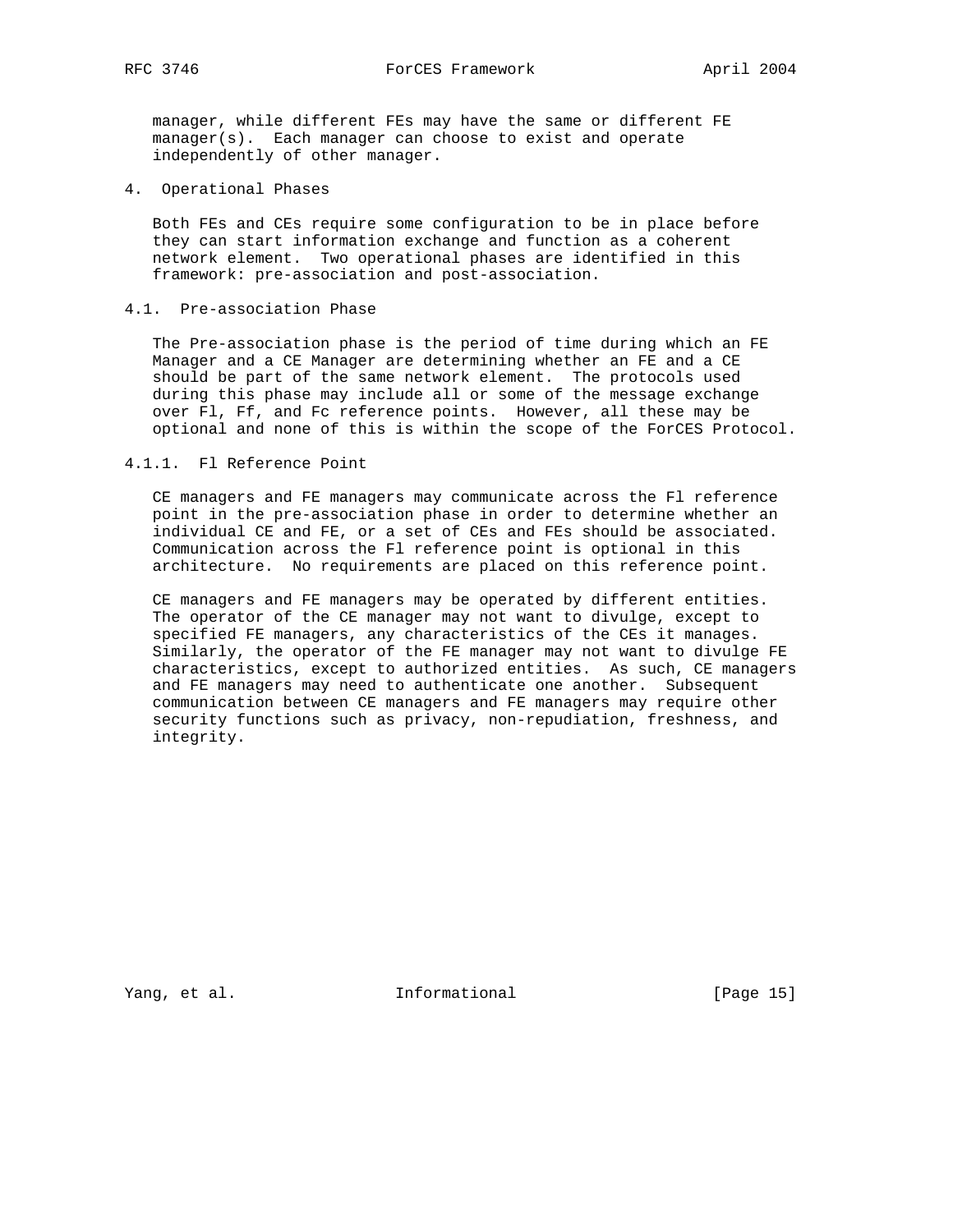manager, while different FEs may have the same or different FE manager(s). Each manager can choose to exist and operate independently of other manager.

## 4. Operational Phases

Both FEs and CEs require some configuration to be in place before they can start information exchange and function as a coherent network element. Two operational phases are identified in this framework: pre-association and post-association.

### 4.1. Pre-association Phase

The Pre-association phase is the period of time during which an FE Manager and a CE Manager are determining whether an FE and a CE should be part of the same network element. The protocols used during this phase may include all or some of the message exchange over Fl, Ff, and Fc reference points. However, all these may be optional and none of this is within the scope of the ForCES Protocol.

#### 4.1.1. Fl Reference Point

CE managers and FE managers may communicate across the Fl reference point in the pre-association phase in order to determine whether an individual CE and FE, or a set of CEs and FEs should be associated. Communication across the Fl reference point is optional in this architecture. No requirements are placed on this reference point.

CE managers and FE managers may be operated by different entities. The operator of the CE manager may not want to divulge, except to specified FE managers, any characteristics of the CEs it manages. Similarly, the operator of the FE manager may not want to divulge FE characteristics, except to authorized entities. As such, CE managers and FE managers may need to authenticate one another. Subsequent communication between CE managers and FE managers may require other security functions such as privacy, non-repudiation, freshness, and integrity.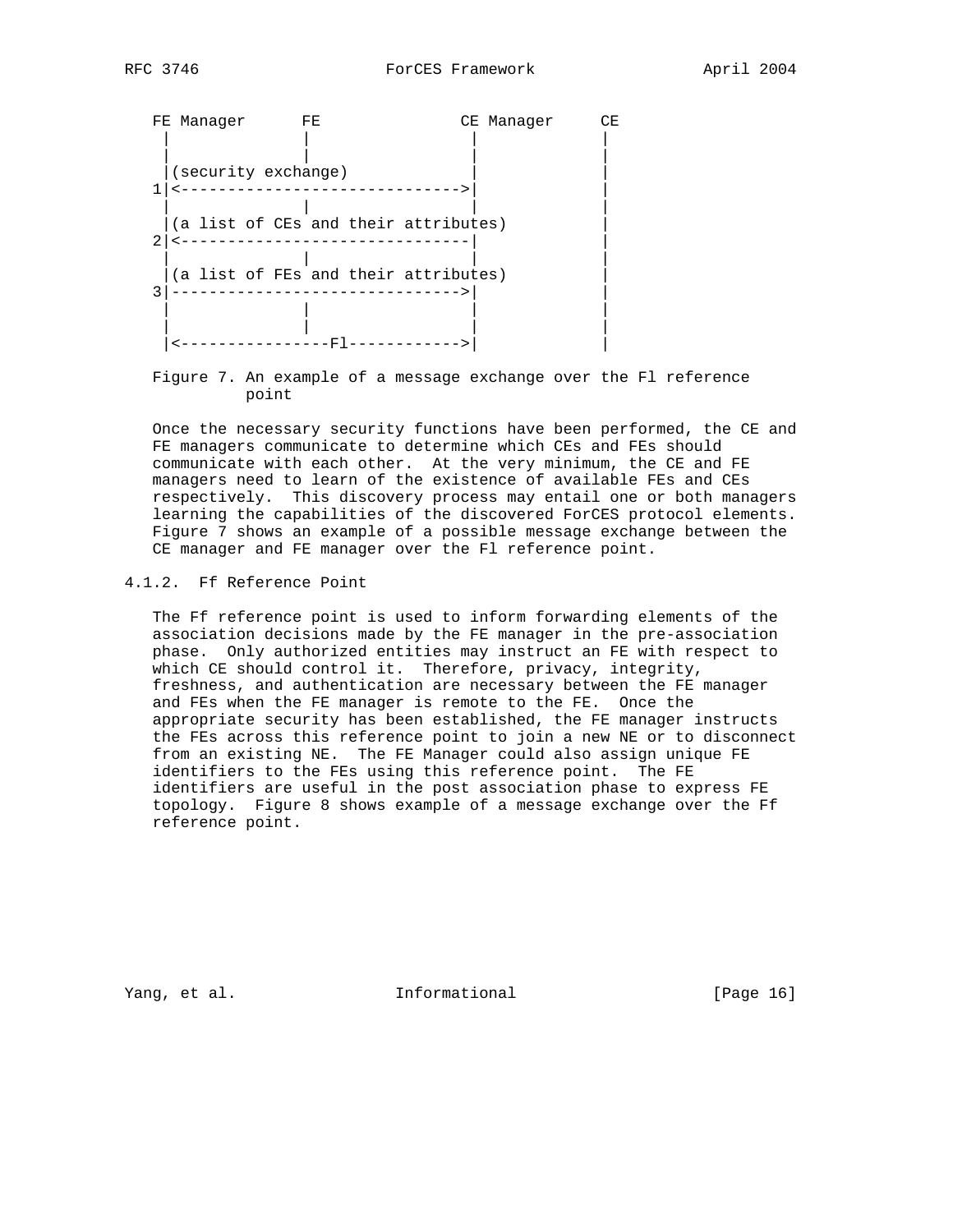```
   FE Manager      FE              CE Manager     CE
    |              |                  |            |
    |              |                  |            |
    |(security exchange)              |            |
   1|<------------------------------->|            |
    |              |                  |            |
    |(a list of CEs and their attributes)          |
   2|<--------------------------------|            |
    |              |                  |            |
    |(a list of FEs and their attributes)          |
   3|-------------------------------->|            |
    |              |                  |            |
    |              |                  |            |
    |<----------------Fl------------->|            |
```

Figure 7. An example of a message exchange over the Fl reference point

Once the necessary security functions have been performed, the CE and FE managers communicate to determine which CEs and FEs should communicate with each other. At the very minimum, the CE and FE managers need to learn of the existence of available FEs and CEs respectively. This discovery process may entail one or both managers learning the capabilities of the discovered ForCES protocol elements. Figure 7 shows an example of a possible message exchange between the CE manager and FE manager over the Fl reference point.

### 4.1.2. Ff Reference Point

The Ff reference point is used to inform forwarding elements of the association decisions made by the FE manager in the pre-association phase. Only authorized entities may instruct an FE with respect to which CE should control it. Therefore, privacy, integrity, freshness, and authentication are necessary between the FE manager and FEs when the FE manager is remote to the FE. Once the appropriate security has been established, the FE manager instructs the FEs across this reference point to join a new NE or to disconnect from an existing NE. The FE Manager could also assign unique FE identifiers to the FEs using this reference point. The FE identifiers are useful in the post association phase to express FE topology. Figure 8 shows example of a message exchange over the Ff reference point.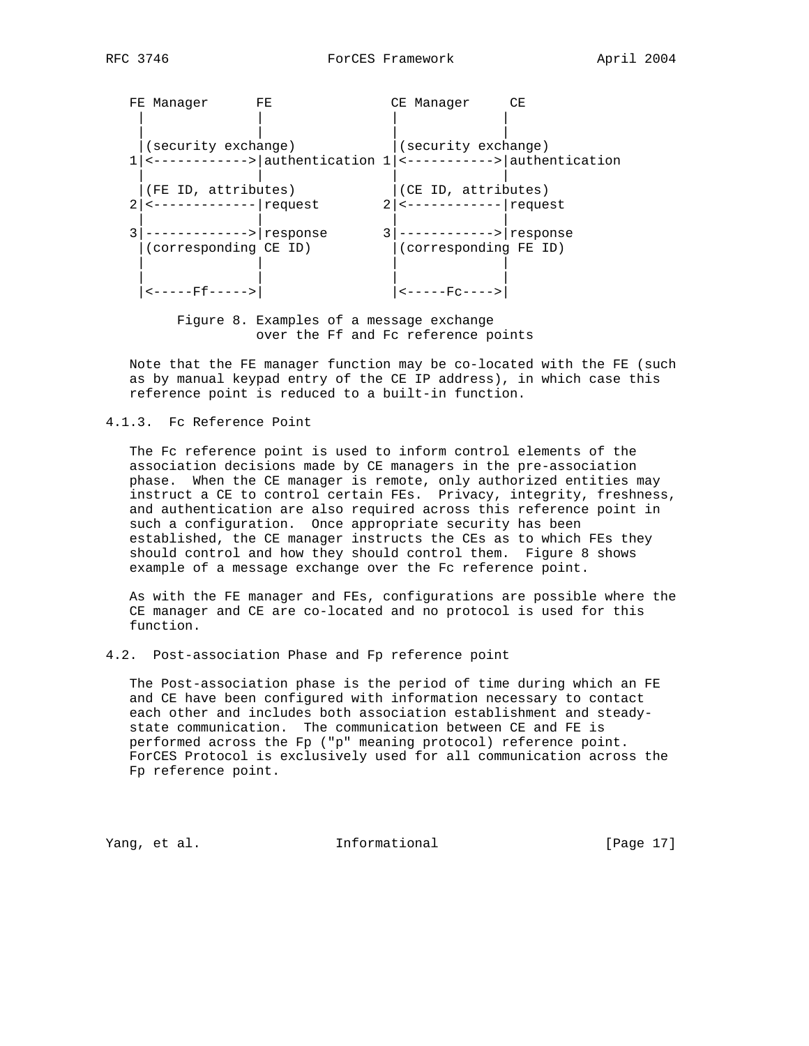```
   FE Manager      FE               CE Manager     CE
    |              |                 |             |
    |              |                 |             |
    |(security exchange)             |(security exchange)
   1|<------------>|authentication 1|<----------->|authentication
    |              |                 |             |
    |(FE ID, attributes)             |(CE ID, attributes)
   2|<-------------|request        2|<------------|request
    |              |                 |             |
   3|------------->|response       3|------------>|response
    |(corresponding CE ID)           |(corresponding FE ID)
    |              |                 |             |
    |              |                 |             |
    |<-----Ff----->|                 |<-----Fc---->|
```

Figure 8. Examples of a message exchange over the Ff and Fc reference points

Note that the FE manager function may be co-located with the FE (such as by manual keypad entry of the CE IP address), in which case this reference point is reduced to a built-in function.

### 4.1.3. Fc Reference Point

The Fc reference point is used to inform control elements of the association decisions made by CE managers in the pre-association phase. When the CE manager is remote, only authorized entities may instruct a CE to control certain FEs. Privacy, integrity, freshness, and authentication are also required across this reference point in such a configuration. Once appropriate security has been established, the CE manager instructs the CEs as to which FEs they should control and how they should control them. Figure 8 shows example of a message exchange over the Fc reference point.

As with the FE manager and FEs, configurations are possible where the CE manager and CE are co-located and no protocol is used for this function.

## 4.2. Post-association Phase and Fp reference point

The Post-association phase is the period of time during which an FE and CE have been configured with information necessary to contact each other and includes both association establishment and steady-state communication. The communication between CE and FE is performed across the Fp ("p" meaning protocol) reference point. ForCES Protocol is exclusively used for all communication across the Fp reference point.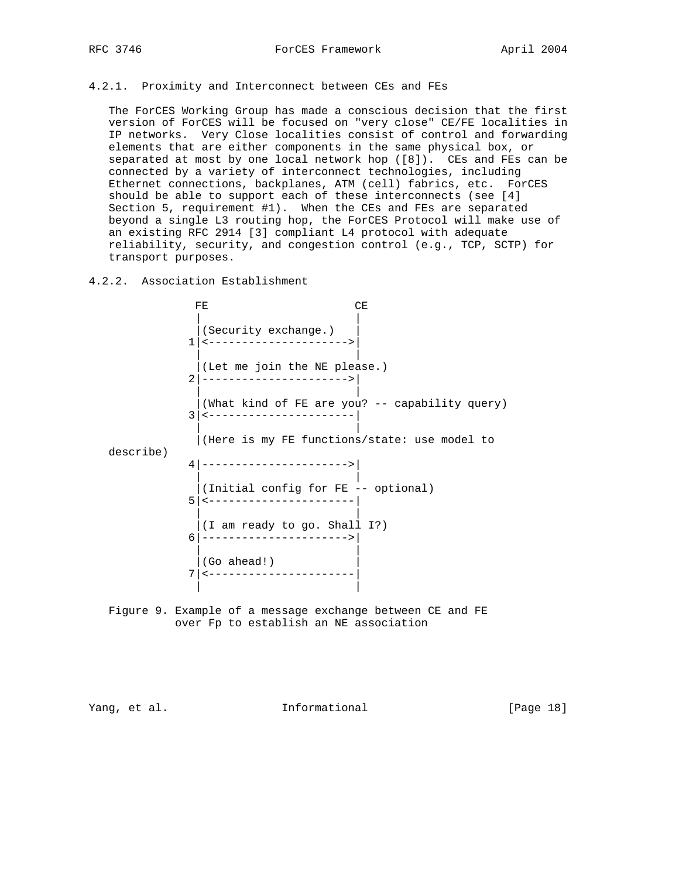### 4.2.1. Proximity and Interconnect between CEs and FEs

The ForCES Working Group has made a conscious decision that the first version of ForCES will be focused on "very close" CE/FE localities in IP networks. Very Close localities consist of control and forwarding elements that are either components in the same physical box, or separated at most by one local network hop ([8]). CEs and FEs can be connected by a variety of interconnect technologies, including Ethernet connections, backplanes, ATM (cell) fabrics, etc. ForCES should be able to support each of these interconnects (see [4] Section 5, requirement #1). When the CEs and FEs are separated beyond a single L3 routing hop, the ForCES Protocol will make use of an existing RFC 2914 [3] compliant L4 protocol with adequate reliability, security, and congestion control (e.g., TCP, SCTP) for transport purposes.

### 4.2.2. Association Establishment

```
              FE                      CE
               |                       |
               |(Security exchange.)   |
              1|<--------------------->|
               |                       |
               |(Let me join the NE please.)
              2|---------------------->|
               |                       |
               |(What kind of FE are you? -- capability query)
              3|<----------------------|
               |                       |
               |(Here is my FE functions/state: use model to
   describe)
              4|---------------------->|
               |                       |
               |(Initial config for FE -- optional)
              5|<----------------------|
               |                       |
               |(I am ready to go. Shall I?)
              6|---------------------->|
               |                       |
               |(Go ahead!)            |
              7|<----------------------|
               |                       |
```

Figure 9. Example of a message exchange between CE and FE over Fp to establish an NE association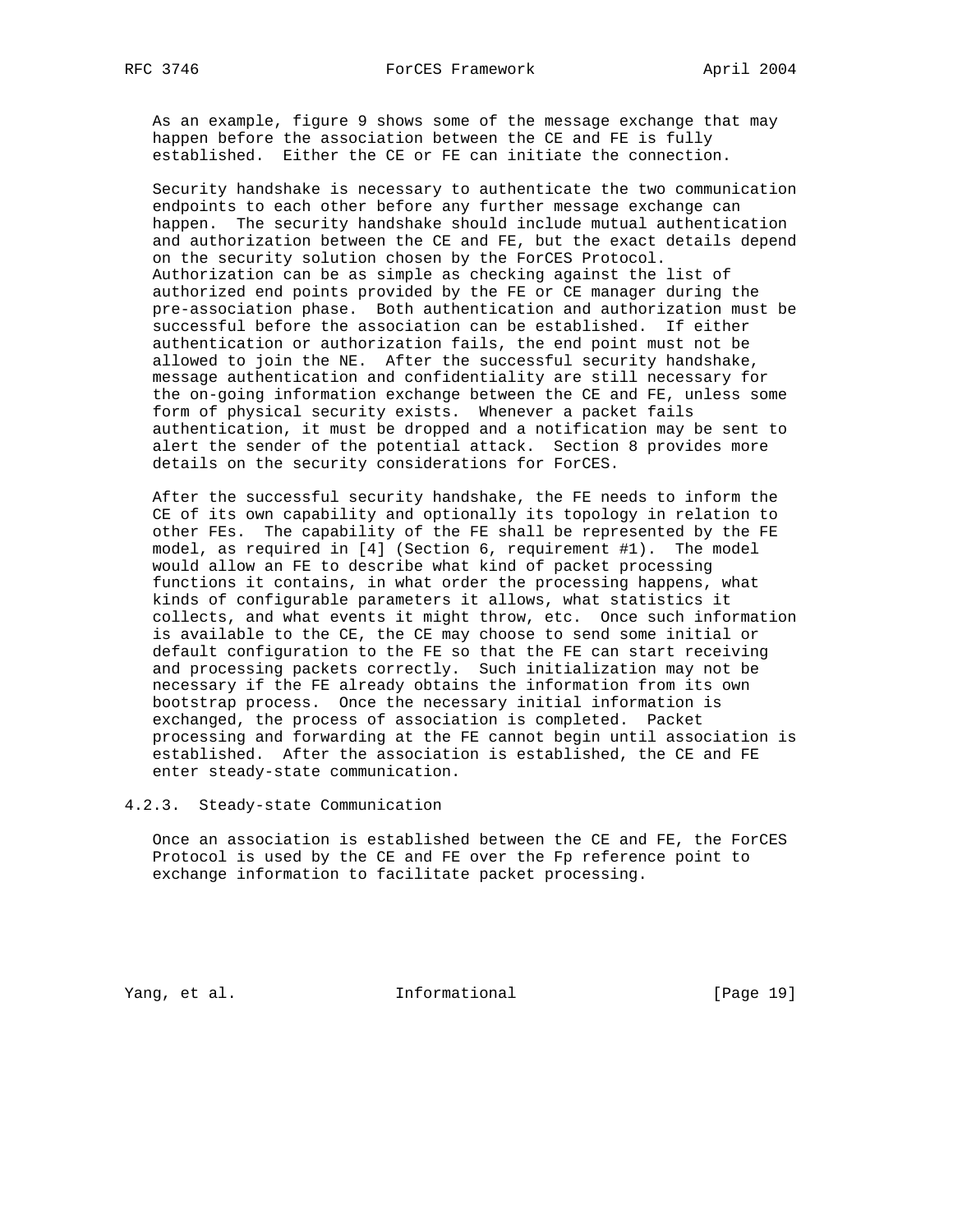As an example, figure 9 shows some of the message exchange that may happen before the association between the CE and FE is fully established. Either the CE or FE can initiate the connection.

Security handshake is necessary to authenticate the two communication endpoints to each other before any further message exchange can happen. The security handshake should include mutual authentication and authorization between the CE and FE, but the exact details depend on the security solution chosen by the ForCES Protocol. Authorization can be as simple as checking against the list of authorized end points provided by the FE or CE manager during the pre-association phase. Both authentication and authorization must be successful before the association can be established. If either authentication or authorization fails, the end point must not be allowed to join the NE. After the successful security handshake, message authentication and confidentiality are still necessary for the on-going information exchange between the CE and FE, unless some form of physical security exists. Whenever a packet fails authentication, it must be dropped and a notification may be sent to alert the sender of the potential attack. Section 8 provides more details on the security considerations for ForCES.

After the successful security handshake, the FE needs to inform the CE of its own capability and optionally its topology in relation to other FEs. The capability of the FE shall be represented by the FE model, as required in [4] (Section 6, requirement #1). The model would allow an FE to describe what kind of packet processing functions it contains, in what order the processing happens, what kinds of configurable parameters it allows, what statistics it collects, and what events it might throw, etc. Once such information is available to the CE, the CE may choose to send some initial or default configuration to the FE so that the FE can start receiving and processing packets correctly. Such initialization may not be necessary if the FE already obtains the information from its own bootstrap process. Once the necessary initial information is exchanged, the process of association is completed. Packet processing and forwarding at the FE cannot begin until association is established. After the association is established, the CE and FE enter steady-state communication.

### 4.2.3. Steady-state Communication

Once an association is established between the CE and FE, the ForCES Protocol is used by the CE and FE over the Fp reference point to exchange information to facilitate packet processing.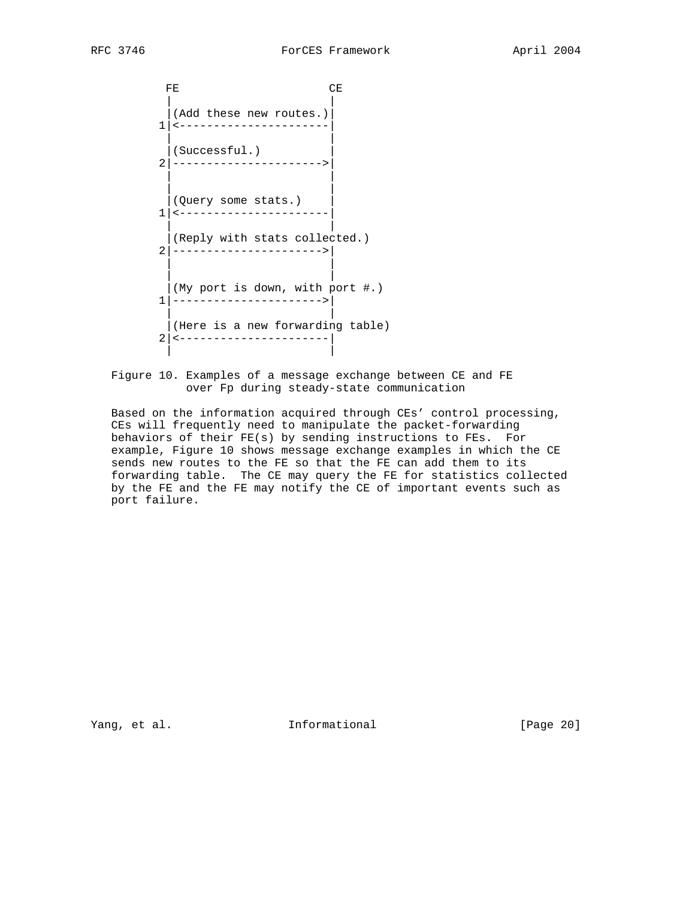```
          FE                      CE
          |                       |
          |(Add these new routes.)|
         1|<----------------------|
          |                       |
          |(Successful.)          |
         2|---------------------->|
          |                       |
          |                       |
          |(Query some stats.)    |
         1|<----------------------|
          |                       |
          |(Reply with stats collected.)
         2|---------------------->|
          |                       |
          |                       |
          |(My port is down, with port #.)
         1|---------------------->|
          |                       |
          |(Here is a new forwarding table)
         2|<----------------------|
          |                       |
```

Figure 10. Examples of a message exchange between CE and FE over Fp during steady-state communication

Based on the information acquired through CEs' control processing, CEs will frequently need to manipulate the packet-forwarding behaviors of their FE(s) by sending instructions to FEs. For example, Figure 10 shows message exchange examples in which the CE sends new routes to the FE so that the FE can add them to its forwarding table. The CE may query the FE for statistics collected by the FE and the FE may notify the CE of important events such as port failure.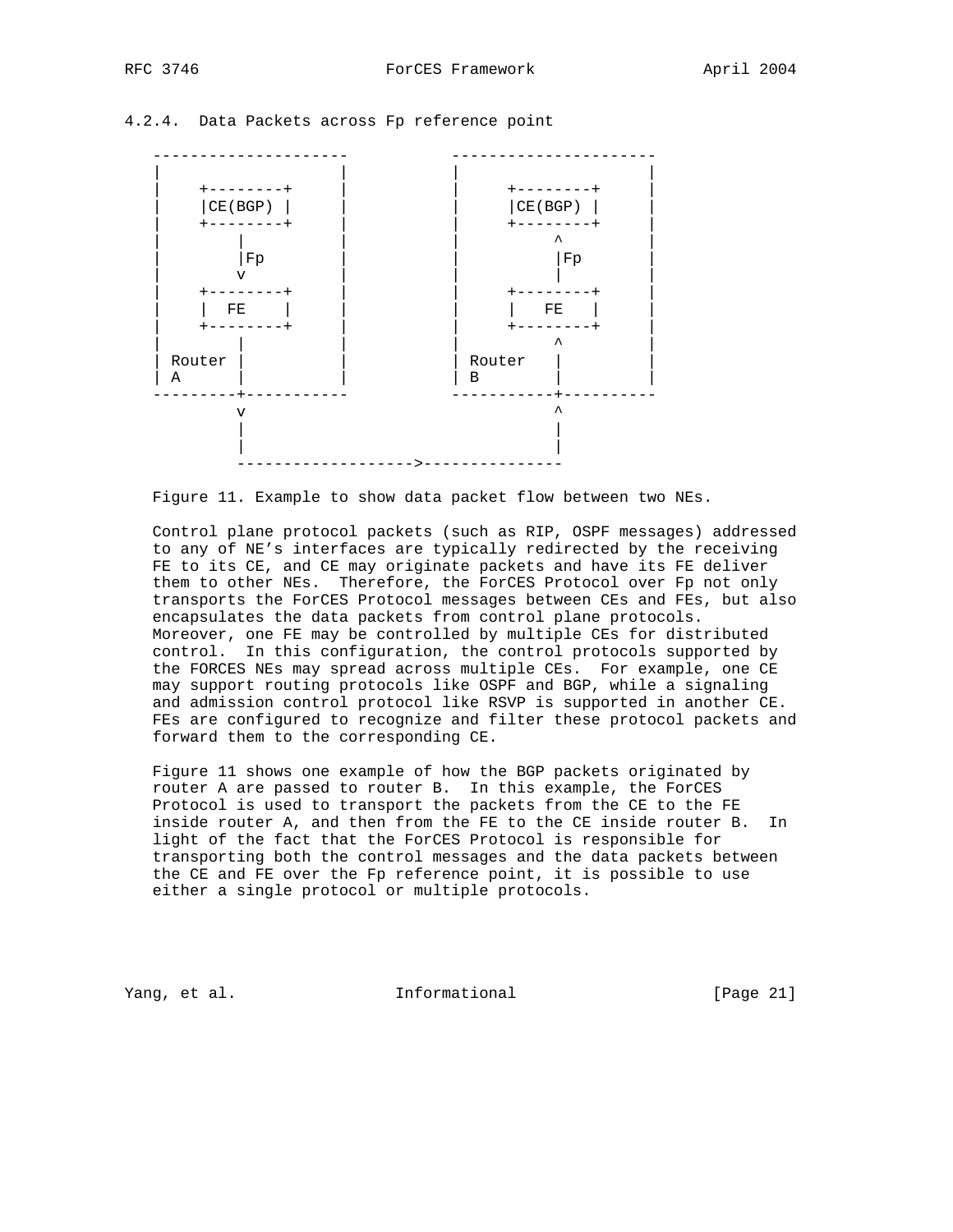### 4.2.4. Data Packets across Fp reference point

```
 ---------------------          ----------------------
 |                   |          |                    |
 |    +--------+     |          |     +--------+     |
 |    |CE(BGP) |     |          |     |CE(BGP) |     |
 |    +--------+     |          |     +--------+     |
 |        |          |          |          ^         |
 |        |Fp        |          |          |Fp       |
 |        v          |          |          |         |
 |    +--------+     |          |     +--------+     |
 |    |  FE    |     |          |     |  FE    |     |
 |    +--------+     |          |     +--------+     |
 |        |          |          |          ^         |
 | Router |          |          | Router   |         |
 | A      |          |          | B        |         |
 ---------+-----------          -----------+----------
          v                                ^
          |                                |
          |                                |
          ------------------->--------------
```

Figure 11. Example to show data packet flow between two NEs.

Control plane protocol packets (such as RIP, OSPF messages) addressed to any of NE's interfaces are typically redirected by the receiving FE to its CE, and CE may originate packets and have its FE deliver them to other NEs. Therefore, the ForCES Protocol over Fp not only transports the ForCES Protocol messages between CEs and FEs, but also encapsulates the data packets from control plane protocols. Moreover, one FE may be controlled by multiple CEs for distributed control. In this configuration, the control protocols supported by the FORCES NEs may spread across multiple CEs. For example, one CE may support routing protocols like OSPF and BGP, while a signaling and admission control protocol like RSVP is supported in another CE. FEs are configured to recognize and filter these protocol packets and forward them to the corresponding CE.

Figure 11 shows one example of how the BGP packets originated by router A are passed to router B. In this example, the ForCES Protocol is used to transport the packets from the CE to the FE inside router A, and then from the FE to the CE inside router B. In light of the fact that the ForCES Protocol is responsible for transporting both the control messages and the data packets between the CE and FE over the Fp reference point, it is possible to use either a single protocol or multiple protocols.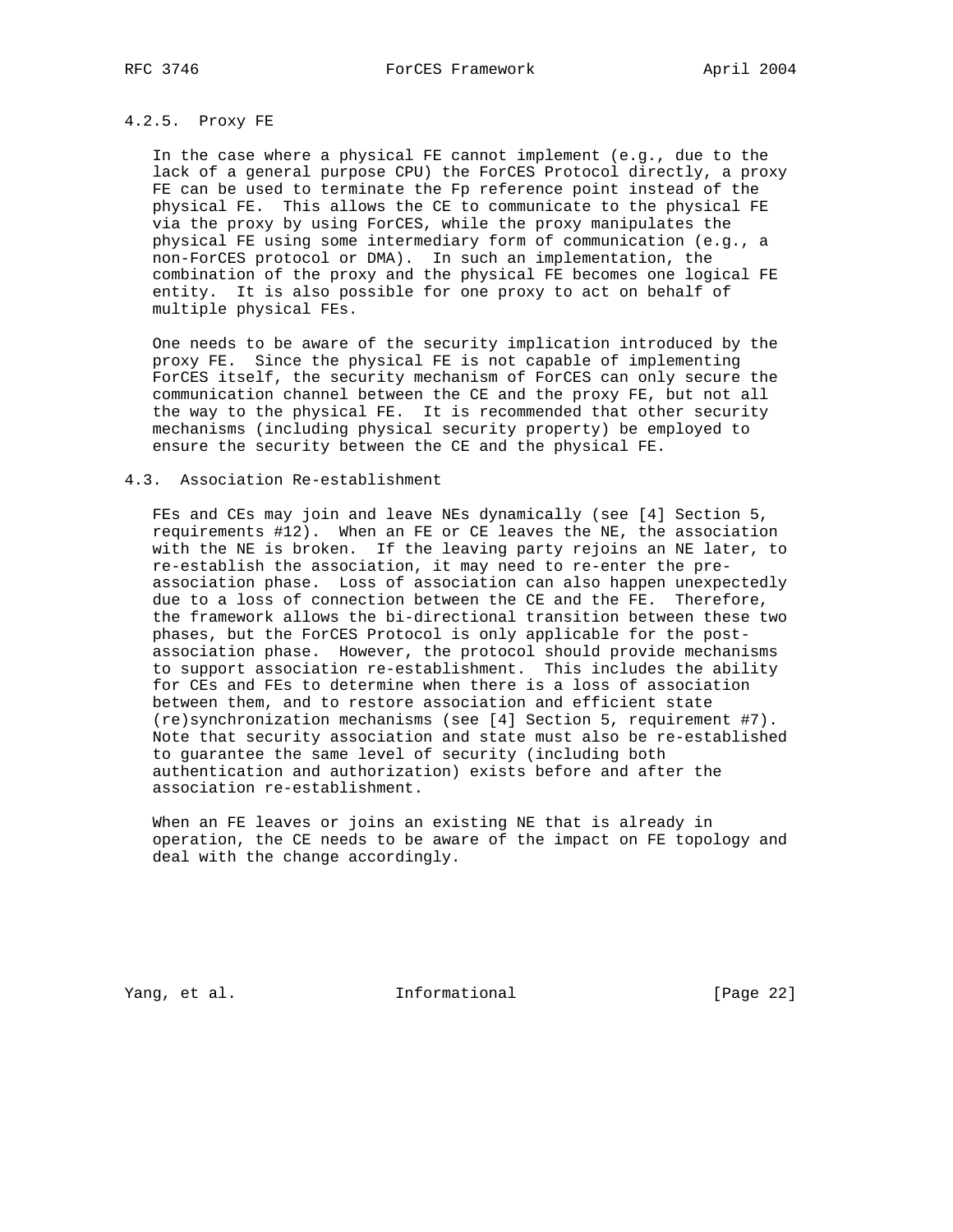#### 4.2.5. Proxy FE

In the case where a physical FE cannot implement (e.g., due to the lack of a general purpose CPU) the ForCES Protocol directly, a proxy FE can be used to terminate the Fp reference point instead of the physical FE. This allows the CE to communicate to the physical FE via the proxy by using ForCES, while the proxy manipulates the physical FE using some intermediary form of communication (e.g., a non-ForCES protocol or DMA). In such an implementation, the combination of the proxy and the physical FE becomes one logical FE entity. It is also possible for one proxy to act on behalf of multiple physical FEs.

One needs to be aware of the security implication introduced by the proxy FE. Since the physical FE is not capable of implementing ForCES itself, the security mechanism of ForCES can only secure the communication channel between the CE and the proxy FE, but not all the way to the physical FE. It is recommended that other security mechanisms (including physical security property) be employed to ensure the security between the CE and the physical FE.

### 4.3. Association Re-establishment

FEs and CEs may join and leave NEs dynamically (see [4] Section 5, requirements #12). When an FE or CE leaves the NE, the association with the NE is broken. If the leaving party rejoins an NE later, to re-establish the association, it may need to re-enter the pre-association phase. Loss of association can also happen unexpectedly due to a loss of connection between the CE and the FE. Therefore, the framework allows the bi-directional transition between these two phases, but the ForCES Protocol is only applicable for the post-association phase. However, the protocol should provide mechanisms to support association re-establishment. This includes the ability for CEs and FEs to determine when there is a loss of association between them, and to restore association and efficient state (re)synchronization mechanisms (see [4] Section 5, requirement #7). Note that security association and state must also be re-established to guarantee the same level of security (including both authentication and authorization) exists before and after the association re-establishment.

When an FE leaves or joins an existing NE that is already in operation, the CE needs to be aware of the impact on FE topology and deal with the change accordingly.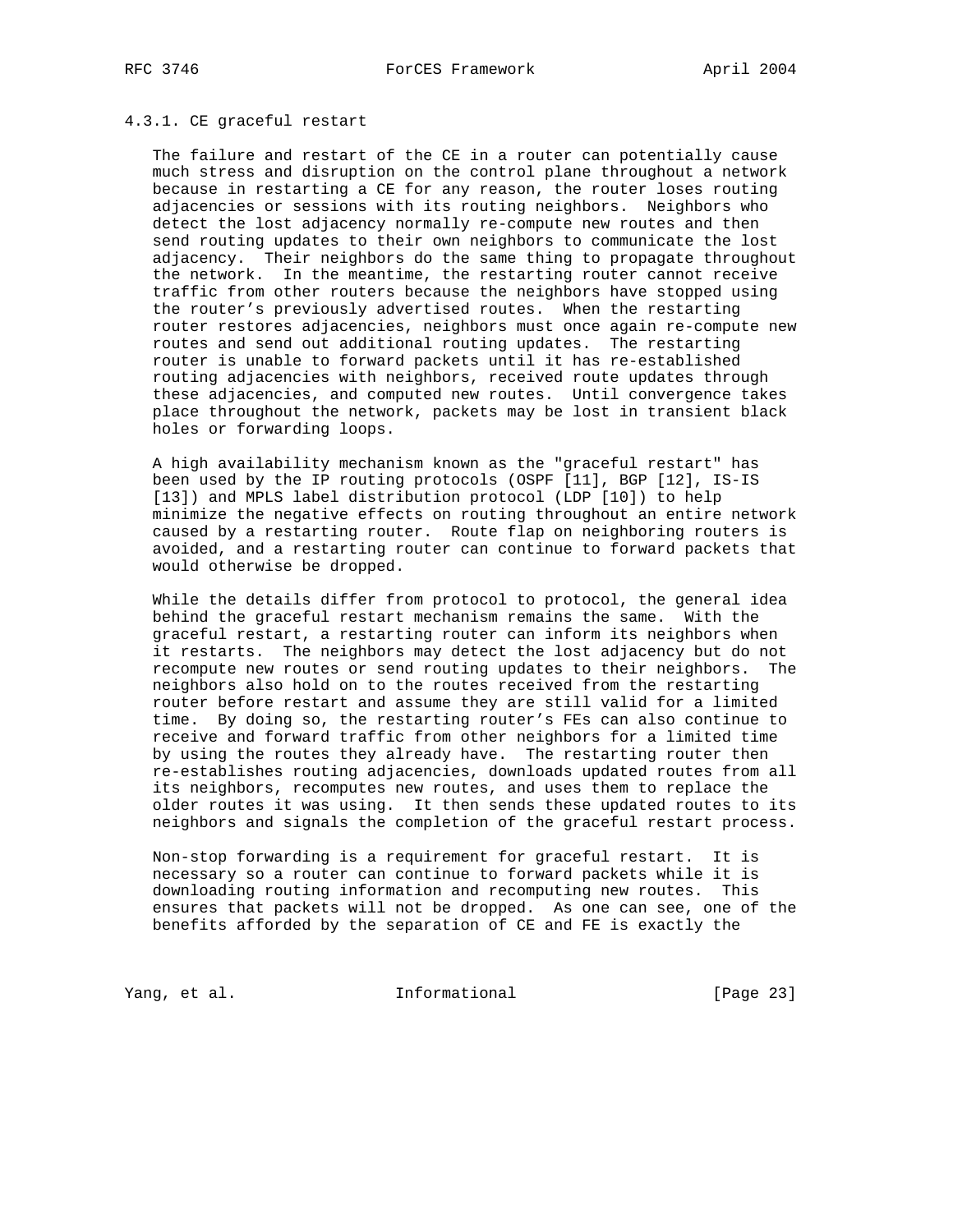### 4.3.1. CE graceful restart

The failure and restart of the CE in a router can potentially cause much stress and disruption on the control plane throughout a network because in restarting a CE for any reason, the router loses routing adjacencies or sessions with its routing neighbors. Neighbors who detect the lost adjacency normally re-compute new routes and then send routing updates to their own neighbors to communicate the lost adjacency. Their neighbors do the same thing to propagate throughout the network. In the meantime, the restarting router cannot receive traffic from other routers because the neighbors have stopped using the router's previously advertised routes. When the restarting router restores adjacencies, neighbors must once again re-compute new routes and send out additional routing updates. The restarting router is unable to forward packets until it has re-established routing adjacencies with neighbors, received route updates through these adjacencies, and computed new routes. Until convergence takes place throughout the network, packets may be lost in transient black holes or forwarding loops.

A high availability mechanism known as the "graceful restart" has been used by the IP routing protocols (OSPF [11], BGP [12], IS-IS [13]) and MPLS label distribution protocol (LDP [10]) to help minimize the negative effects on routing throughout an entire network caused by a restarting router. Route flap on neighboring routers is avoided, and a restarting router can continue to forward packets that would otherwise be dropped.

While the details differ from protocol to protocol, the general idea behind the graceful restart mechanism remains the same. With the graceful restart, a restarting router can inform its neighbors when it restarts. The neighbors may detect the lost adjacency but do not recompute new routes or send routing updates to their neighbors. The neighbors also hold on to the routes received from the restarting router before restart and assume they are still valid for a limited time. By doing so, the restarting router's FEs can also continue to receive and forward traffic from other neighbors for a limited time by using the routes they already have. The restarting router then re-establishes routing adjacencies, downloads updated routes from all its neighbors, recomputes new routes, and uses them to replace the older routes it was using. It then sends these updated routes to its neighbors and signals the completion of the graceful restart process.

Non-stop forwarding is a requirement for graceful restart. It is necessary so a router can continue to forward packets while it is downloading routing information and recomputing new routes. This ensures that packets will not be dropped. As one can see, one of the benefits afforded by the separation of CE and FE is exactly the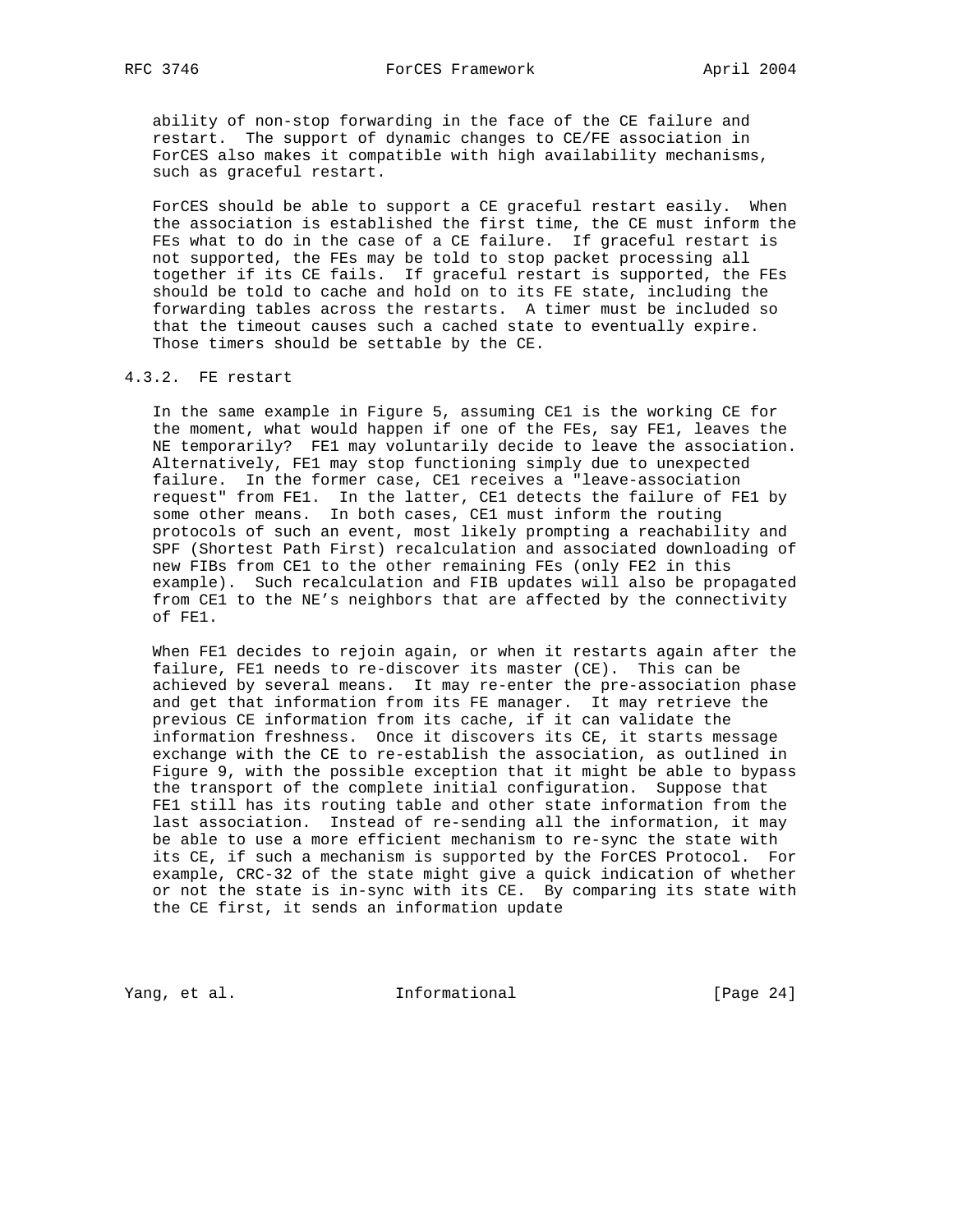ability of non-stop forwarding in the face of the CE failure and restart. The support of dynamic changes to CE/FE association in ForCES also makes it compatible with high availability mechanisms, such as graceful restart.

ForCES should be able to support a CE graceful restart easily. When the association is established the first time, the CE must inform the FEs what to do in the case of a CE failure. If graceful restart is not supported, the FEs may be told to stop packet processing all together if its CE fails. If graceful restart is supported, the FEs should be told to cache and hold on to its FE state, including the forwarding tables across the restarts. A timer must be included so that the timeout causes such a cached state to eventually expire. Those timers should be settable by the CE.

### 4.3.2. FE restart

In the same example in Figure 5, assuming CE1 is the working CE for the moment, what would happen if one of the FEs, say FE1, leaves the NE temporarily? FE1 may voluntarily decide to leave the association. Alternatively, FE1 may stop functioning simply due to unexpected failure. In the former case, CE1 receives a "leave-association request" from FE1. In the latter, CE1 detects the failure of FE1 by some other means. In both cases, CE1 must inform the routing protocols of such an event, most likely prompting a reachability and SPF (Shortest Path First) recalculation and associated downloading of new FIBs from CE1 to the other remaining FEs (only FE2 in this example). Such recalculation and FIB updates will also be propagated from CE1 to the NE's neighbors that are affected by the connectivity of FE1.

When FE1 decides to rejoin again, or when it restarts again after the failure, FE1 needs to re-discover its master (CE). This can be achieved by several means. It may re-enter the pre-association phase and get that information from its FE manager. It may retrieve the previous CE information from its cache, if it can validate the information freshness. Once it discovers its CE, it starts message exchange with the CE to re-establish the association, as outlined in Figure 9, with the possible exception that it might be able to bypass the transport of the complete initial configuration. Suppose that FE1 still has its routing table and other state information from the last association. Instead of re-sending all the information, it may be able to use a more efficient mechanism to re-sync the state with its CE, if such a mechanism is supported by the ForCES Protocol. For example, CRC-32 of the state might give a quick indication of whether or not the state is in-sync with its CE. By comparing its state with the CE first, it sends an information update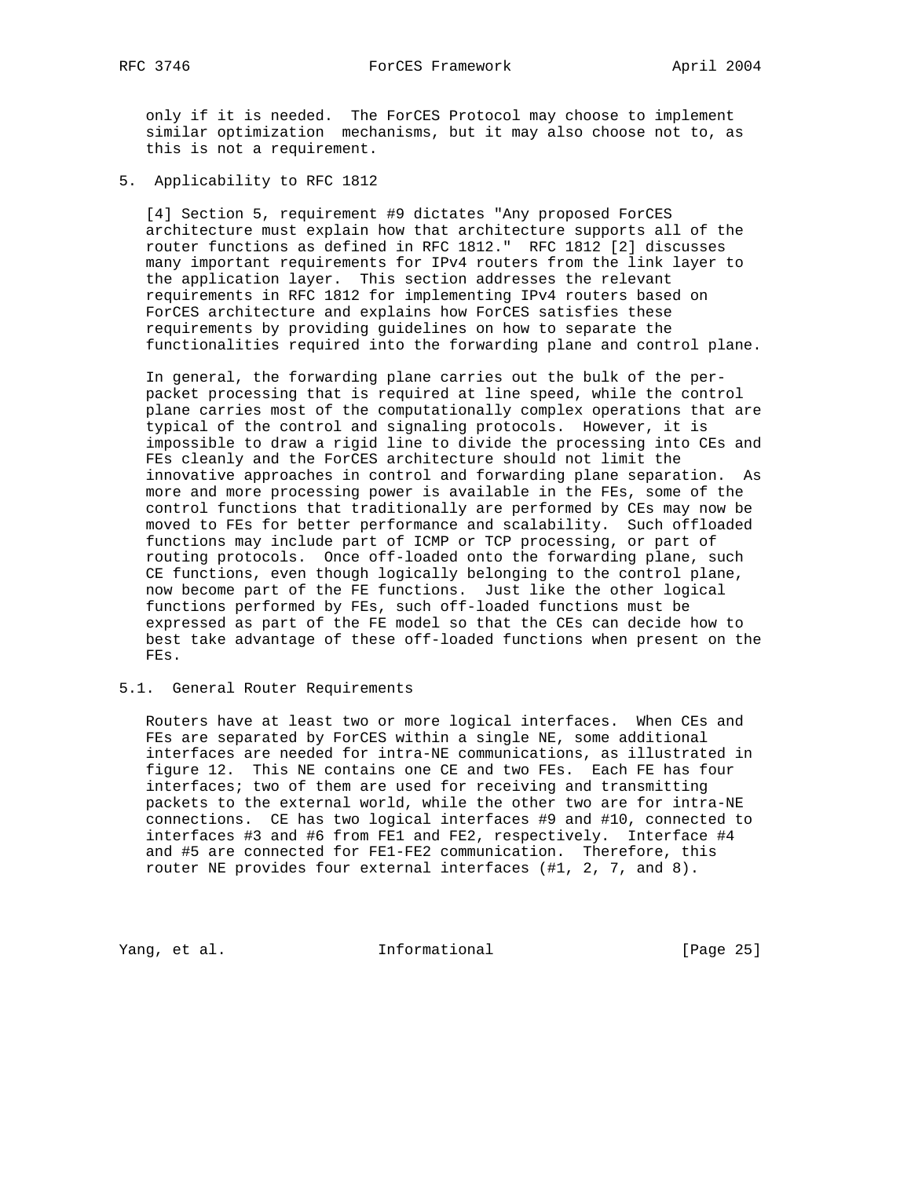only if it is needed. The ForCES Protocol may choose to implement similar optimization mechanisms, but it may also choose not to, as this is not a requirement.

## 5. Applicability to RFC 1812

[4] Section 5, requirement #9 dictates "Any proposed ForCES architecture must explain how that architecture supports all of the router functions as defined in RFC 1812." RFC 1812 [2] discusses many important requirements for IPv4 routers from the link layer to the application layer. This section addresses the relevant requirements in RFC 1812 for implementing IPv4 routers based on ForCES architecture and explains how ForCES satisfies these requirements by providing guidelines on how to separate the functionalities required into the forwarding plane and control plane.

In general, the forwarding plane carries out the bulk of the per-packet processing that is required at line speed, while the control plane carries most of the computationally complex operations that are typical of the control and signaling protocols. However, it is impossible to draw a rigid line to divide the processing into CEs and FEs cleanly and the ForCES architecture should not limit the innovative approaches in control and forwarding plane separation. As more and more processing power is available in the FEs, some of the control functions that traditionally are performed by CEs may now be moved to FEs for better performance and scalability. Such offloaded functions may include part of ICMP or TCP processing, or part of routing protocols. Once off-loaded onto the forwarding plane, such CE functions, even though logically belonging to the control plane, now become part of the FE functions. Just like the other logical functions performed by FEs, such off-loaded functions must be expressed as part of the FE model so that the CEs can decide how to best take advantage of these off-loaded functions when present on the FEs.

### 5.1. General Router Requirements

Routers have at least two or more logical interfaces. When CEs and FEs are separated by ForCES within a single NE, some additional interfaces are needed for intra-NE communications, as illustrated in figure 12. This NE contains one CE and two FEs. Each FE has four interfaces; two of them are used for receiving and transmitting packets to the external world, while the other two are for intra-NE connections. CE has two logical interfaces #9 and #10, connected to interfaces #3 and #6 from FE1 and FE2, respectively. Interface #4 and #5 are connected for FE1-FE2 communication. Therefore, this router NE provides four external interfaces (#1, 2, 7, and 8).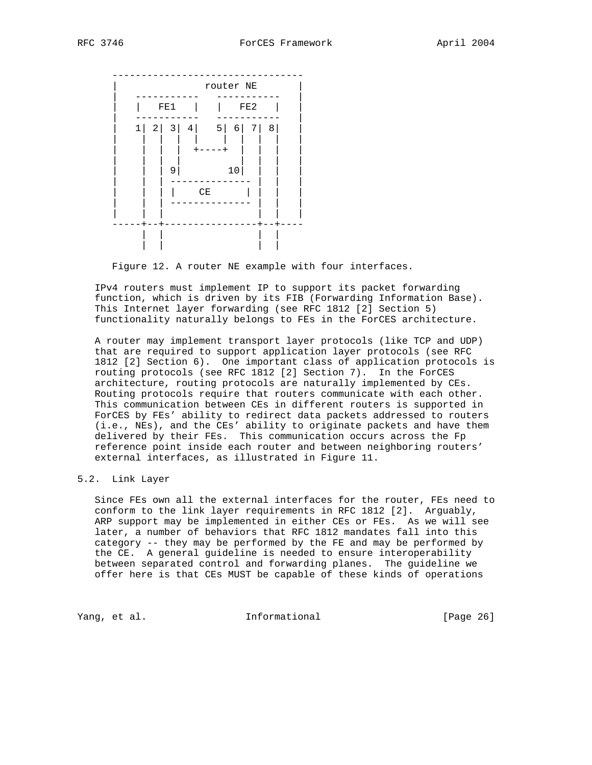```
     ---------------------------------
    |                router NE        |
    |   -----------   -----------     |
    |   |   FE1   |   |   FE2   |     |
    |   -----------   -----------     |
    |   1| 2| 3| 4|   5| 6| 7| 8|     |
    |    |  |  |  |    |  |  |  |     |
    |    |  |  |  +----+  |  |  |     |
    |    |  |  |          |  |  |     |
    |    |  | 9|        10|  |  |     |
    |    |  |  --------------  |  |     |
    |    |  |  |    CE      |  |  |     |
    |    |  |  --------------  |  |     |
    |    |  |                  |  |     |
     -----+--+-----------------+--+----
          |  |                 |  |
          |  |                 |  |
```

Figure 12. A router NE example with four interfaces.

IPv4 routers must implement IP to support its packet forwarding function, which is driven by its FIB (Forwarding Information Base). This Internet layer forwarding (see RFC 1812 [2] Section 5) functionality naturally belongs to FEs in the ForCES architecture.

A router may implement transport layer protocols (like TCP and UDP) that are required to support application layer protocols (see RFC 1812 [2] Section 6). One important class of application protocols is routing protocols (see RFC 1812 [2] Section 7). In the ForCES architecture, routing protocols are naturally implemented by CEs. Routing protocols require that routers communicate with each other. This communication between CEs in different routers is supported in ForCES by FEs' ability to redirect data packets addressed to routers (i.e., NEs), and the CEs' ability to originate packets and have them delivered by their FEs. This communication occurs across the Fp reference point inside each router and between neighboring routers' external interfaces, as illustrated in Figure 11.

## 5.2. Link Layer

Since FEs own all the external interfaces for the router, FEs need to conform to the link layer requirements in RFC 1812 [2]. Arguably, ARP support may be implemented in either CEs or FEs. As we will see later, a number of behaviors that RFC 1812 mandates fall into this category -- they may be performed by the FE and may be performed by the CE. A general guideline is needed to ensure interoperability between separated control and forwarding planes. The guideline we offer here is that CEs MUST be capable of these kinds of operations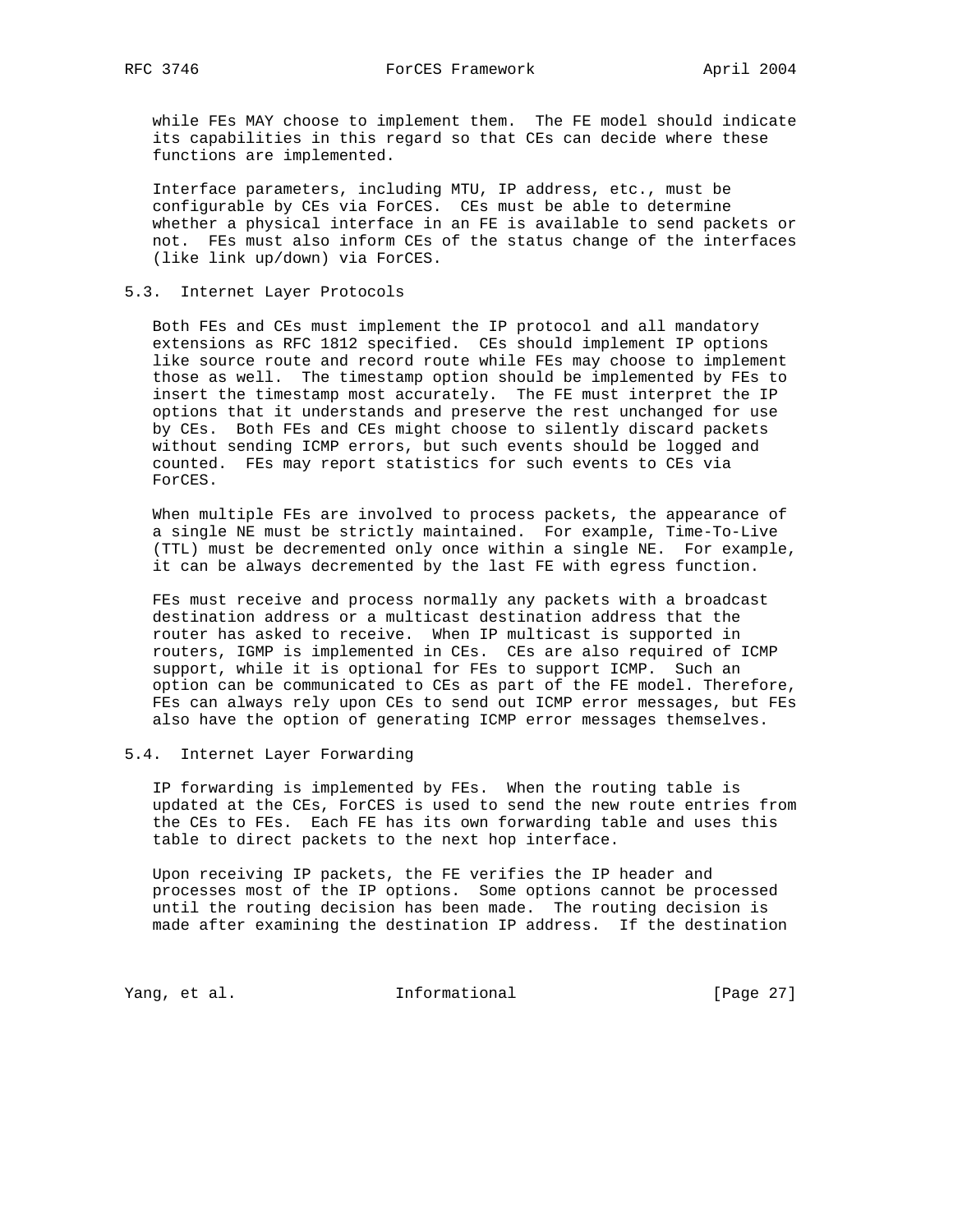while FEs MAY choose to implement them. The FE model should indicate its capabilities in this regard so that CEs can decide where these functions are implemented.

Interface parameters, including MTU, IP address, etc., must be configurable by CEs via ForCES. CEs must be able to determine whether a physical interface in an FE is available to send packets or not. FEs must also inform CEs of the status change of the interfaces (like link up/down) via ForCES.

### 5.3. Internet Layer Protocols

Both FEs and CEs must implement the IP protocol and all mandatory extensions as RFC 1812 specified. CEs should implement IP options like source route and record route while FEs may choose to implement those as well. The timestamp option should be implemented by FEs to insert the timestamp most accurately. The FE must interpret the IP options that it understands and preserve the rest unchanged for use by CEs. Both FEs and CEs might choose to silently discard packets without sending ICMP errors, but such events should be logged and counted. FEs may report statistics for such events to CEs via ForCES.

When multiple FEs are involved to process packets, the appearance of a single NE must be strictly maintained. For example, Time-To-Live (TTL) must be decremented only once within a single NE. For example, it can be always decremented by the last FE with egress function.

FEs must receive and process normally any packets with a broadcast destination address or a multicast destination address that the router has asked to receive. When IP multicast is supported in routers, IGMP is implemented in CEs. CEs are also required of ICMP support, while it is optional for FEs to support ICMP. Such an option can be communicated to CEs as part of the FE model. Therefore, FEs can always rely upon CEs to send out ICMP error messages, but FEs also have the option of generating ICMP error messages themselves.

### 5.4. Internet Layer Forwarding

IP forwarding is implemented by FEs. When the routing table is updated at the CEs, ForCES is used to send the new route entries from the CEs to FEs. Each FE has its own forwarding table and uses this table to direct packets to the next hop interface.

Upon receiving IP packets, the FE verifies the IP header and processes most of the IP options. Some options cannot be processed until the routing decision has been made. The routing decision is made after examining the destination IP address. If the destination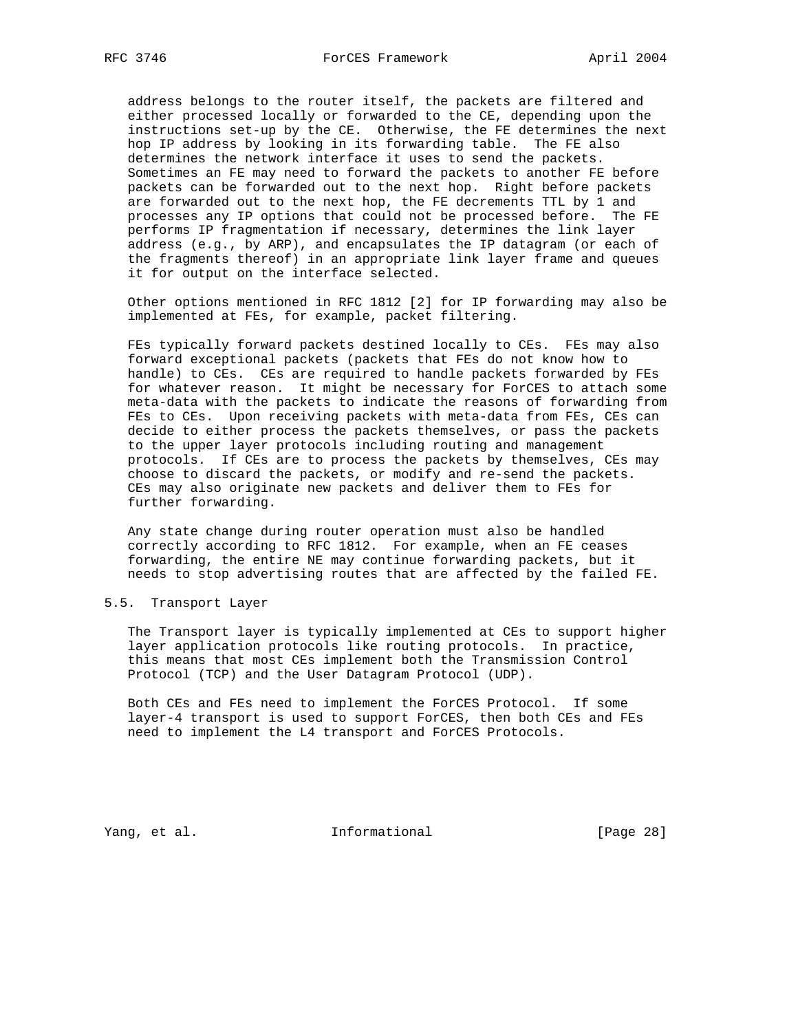address belongs to the router itself, the packets are filtered and either processed locally or forwarded to the CE, depending upon the instructions set-up by the CE. Otherwise, the FE determines the next hop IP address by looking in its forwarding table. The FE also determines the network interface it uses to send the packets. Sometimes an FE may need to forward the packets to another FE before packets can be forwarded out to the next hop. Right before packets are forwarded out to the next hop, the FE decrements TTL by 1 and processes any IP options that could not be processed before. The FE performs IP fragmentation if necessary, determines the link layer address (e.g., by ARP), and encapsulates the IP datagram (or each of the fragments thereof) in an appropriate link layer frame and queues it for output on the interface selected.

Other options mentioned in RFC 1812 [2] for IP forwarding may also be implemented at FEs, for example, packet filtering.

FEs typically forward packets destined locally to CEs. FEs may also forward exceptional packets (packets that FEs do not know how to handle) to CEs. CEs are required to handle packets forwarded by FEs for whatever reason. It might be necessary for ForCES to attach some meta-data with the packets to indicate the reasons of forwarding from FEs to CEs. Upon receiving packets with meta-data from FEs, CEs can decide to either process the packets themselves, or pass the packets to the upper layer protocols including routing and management protocols. If CEs are to process the packets by themselves, CEs may choose to discard the packets, or modify and re-send the packets. CEs may also originate new packets and deliver them to FEs for further forwarding.

Any state change during router operation must also be handled correctly according to RFC 1812. For example, when an FE ceases forwarding, the entire NE may continue forwarding packets, but it needs to stop advertising routes that are affected by the failed FE.

## 5.5. Transport Layer

The Transport layer is typically implemented at CEs to support higher layer application protocols like routing protocols. In practice, this means that most CEs implement both the Transmission Control Protocol (TCP) and the User Datagram Protocol (UDP).

Both CEs and FEs need to implement the ForCES Protocol. If some layer-4 transport is used to support ForCES, then both CEs and FEs need to implement the L4 transport and ForCES Protocols.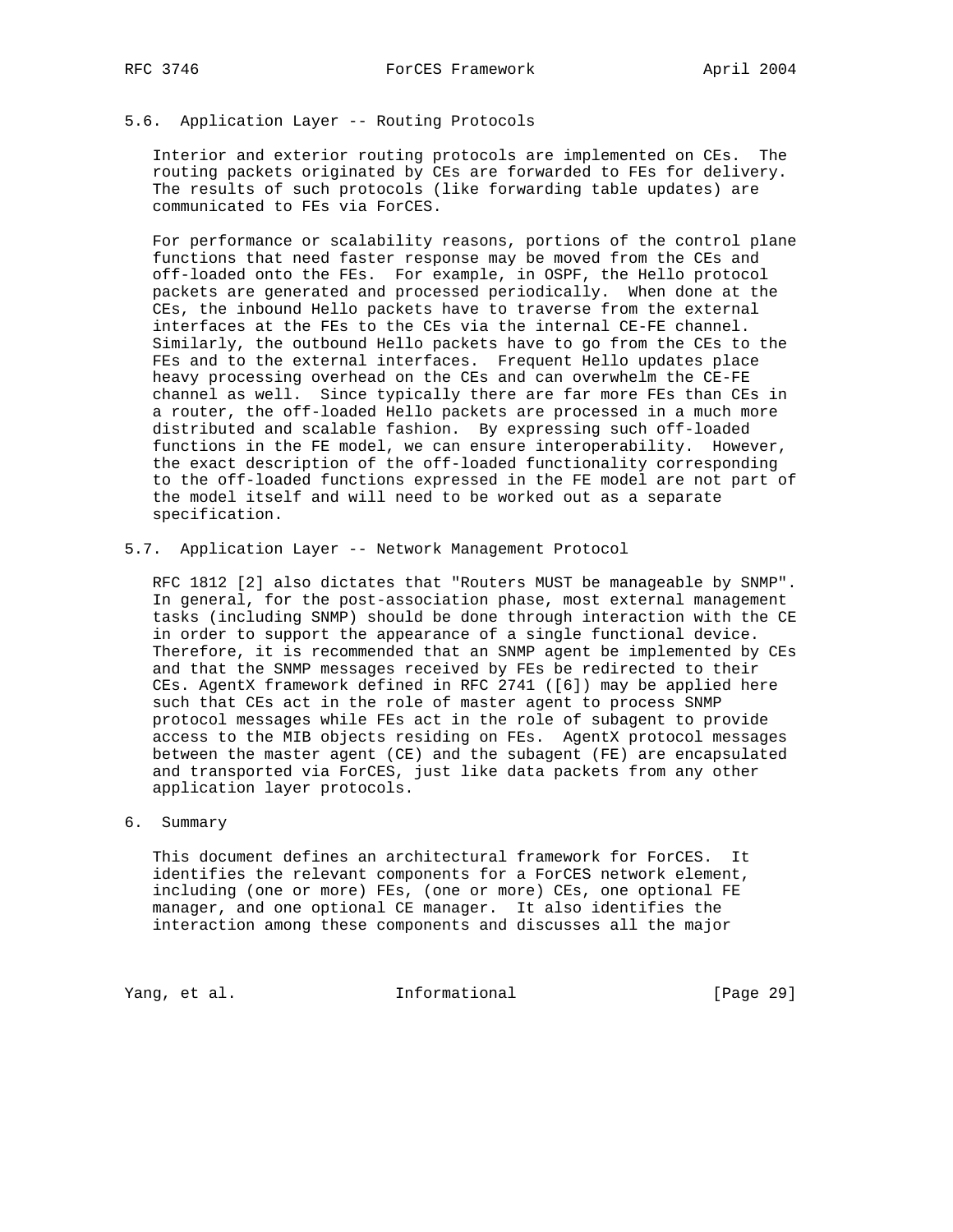### 5.6. Application Layer -- Routing Protocols

Interior and exterior routing protocols are implemented on CEs. The routing packets originated by CEs are forwarded to FEs for delivery. The results of such protocols (like forwarding table updates) are communicated to FEs via ForCES.

For performance or scalability reasons, portions of the control plane functions that need faster response may be moved from the CEs and off-loaded onto the FEs. For example, in OSPF, the Hello protocol packets are generated and processed periodically. When done at the CEs, the inbound Hello packets have to traverse from the external interfaces at the FEs to the CEs via the internal CE-FE channel. Similarly, the outbound Hello packets have to go from the CEs to the FEs and to the external interfaces. Frequent Hello updates place heavy processing overhead on the CEs and can overwhelm the CE-FE channel as well. Since typically there are far more FEs than CEs in a router, the off-loaded Hello packets are processed in a much more distributed and scalable fashion. By expressing such off-loaded functions in the FE model, we can ensure interoperability. However, the exact description of the off-loaded functionality corresponding to the off-loaded functions expressed in the FE model are not part of the model itself and will need to be worked out as a separate specification.

### 5.7. Application Layer -- Network Management Protocol

RFC 1812 [2] also dictates that "Routers MUST be manageable by SNMP". In general, for the post-association phase, most external management tasks (including SNMP) should be done through interaction with the CE in order to support the appearance of a single functional device. Therefore, it is recommended that an SNMP agent be implemented by CEs and that the SNMP messages received by FEs be redirected to their CEs. AgentX framework defined in RFC 2741 ([6]) may be applied here such that CEs act in the role of master agent to process SNMP protocol messages while FEs act in the role of subagent to provide access to the MIB objects residing on FEs. AgentX protocol messages between the master agent (CE) and the subagent (FE) are encapsulated and transported via ForCES, just like data packets from any other application layer protocols.

## 6. Summary

This document defines an architectural framework for ForCES. It identifies the relevant components for a ForCES network element, including (one or more) FEs, (one or more) CEs, one optional FE manager, and one optional CE manager. It also identifies the interaction among these components and discusses all the major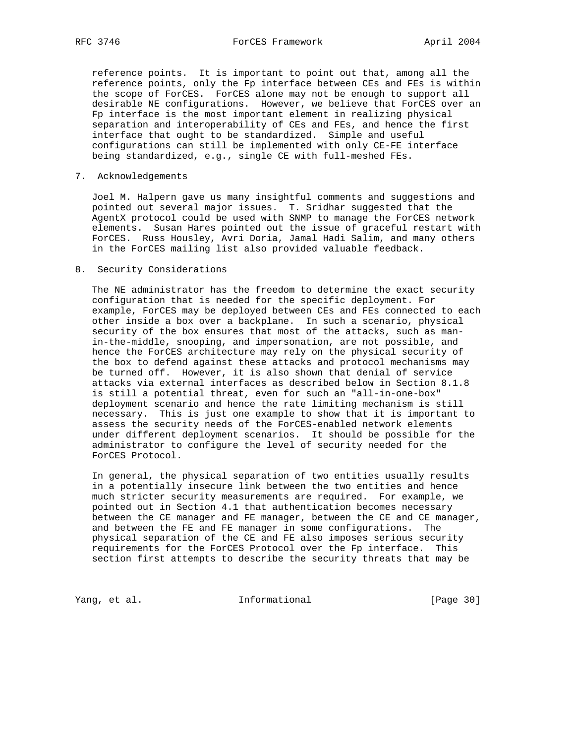reference points. It is important to point out that, among all the reference points, only the Fp interface between CEs and FEs is within the scope of ForCES. ForCES alone may not be enough to support all desirable NE configurations. However, we believe that ForCES over an Fp interface is the most important element in realizing physical separation and interoperability of CEs and FEs, and hence the first interface that ought to be standardized. Simple and useful configurations can still be implemented with only CE-FE interface being standardized, e.g., single CE with full-meshed FEs.

## 7. Acknowledgements

Joel M. Halpern gave us many insightful comments and suggestions and pointed out several major issues. T. Sridhar suggested that the AgentX protocol could be used with SNMP to manage the ForCES network elements. Susan Hares pointed out the issue of graceful restart with ForCES. Russ Housley, Avri Doria, Jamal Hadi Salim, and many others in the ForCES mailing list also provided valuable feedback.

## 8. Security Considerations

The NE administrator has the freedom to determine the exact security configuration that is needed for the specific deployment. For example, ForCES may be deployed between CEs and FEs connected to each other inside a box over a backplane. In such a scenario, physical security of the box ensures that most of the attacks, such as man-in-the-middle, snooping, and impersonation, are not possible, and hence the ForCES architecture may rely on the physical security of the box to defend against these attacks and protocol mechanisms may be turned off. However, it is also shown that denial of service attacks via external interfaces as described below in Section 8.1.8 is still a potential threat, even for such an "all-in-one-box" deployment scenario and hence the rate limiting mechanism is still necessary. This is just one example to show that it is important to assess the security needs of the ForCES-enabled network elements under different deployment scenarios. It should be possible for the administrator to configure the level of security needed for the ForCES Protocol.

In general, the physical separation of two entities usually results in a potentially insecure link between the two entities and hence much stricter security measurements are required. For example, we pointed out in Section 4.1 that authentication becomes necessary between the CE manager and FE manager, between the CE and CE manager, and between the FE and FE manager in some configurations. The physical separation of the CE and FE also imposes serious security requirements for the ForCES Protocol over the Fp interface. This section first attempts to describe the security threats that may be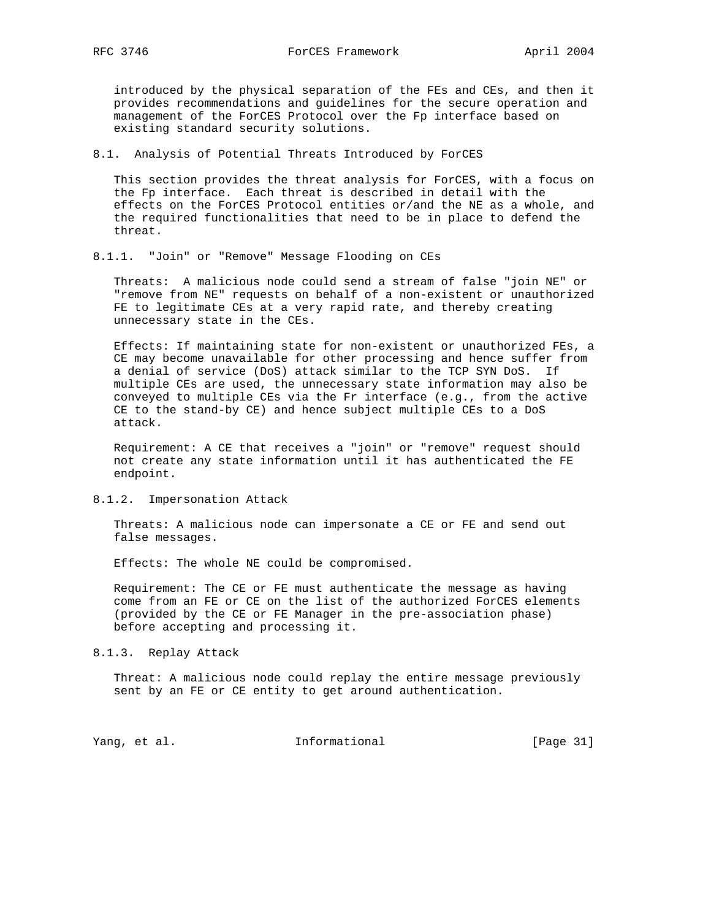introduced by the physical separation of the FEs and CEs, and then it provides recommendations and guidelines for the secure operation and management of the ForCES Protocol over the Fp interface based on existing standard security solutions.

### 8.1. Analysis of Potential Threats Introduced by ForCES

This section provides the threat analysis for ForCES, with a focus on the Fp interface. Each threat is described in detail with the effects on the ForCES Protocol entities or/and the NE as a whole, and the required functionalities that need to be in place to defend the threat.

#### 8.1.1. "Join" or "Remove" Message Flooding on CEs

Threats: A malicious node could send a stream of false "join NE" or "remove from NE" requests on behalf of a non-existent or unauthorized FE to legitimate CEs at a very rapid rate, and thereby creating unnecessary state in the CEs.

Effects: If maintaining state for non-existent or unauthorized FEs, a CE may become unavailable for other processing and hence suffer from a denial of service (DoS) attack similar to the TCP SYN DoS. If multiple CEs are used, the unnecessary state information may also be conveyed to multiple CEs via the Fr interface (e.g., from the active CE to the stand-by CE) and hence subject multiple CEs to a DoS attack.

Requirement: A CE that receives a "join" or "remove" request should not create any state information until it has authenticated the FE endpoint.

#### 8.1.2. Impersonation Attack

Threats: A malicious node can impersonate a CE or FE and send out false messages.

Effects: The whole NE could be compromised.

Requirement: The CE or FE must authenticate the message as having come from an FE or CE on the list of the authorized ForCES elements (provided by the CE or FE Manager in the pre-association phase) before accepting and processing it.

#### 8.1.3. Replay Attack

Threat: A malicious node could replay the entire message previously sent by an FE or CE entity to get around authentication.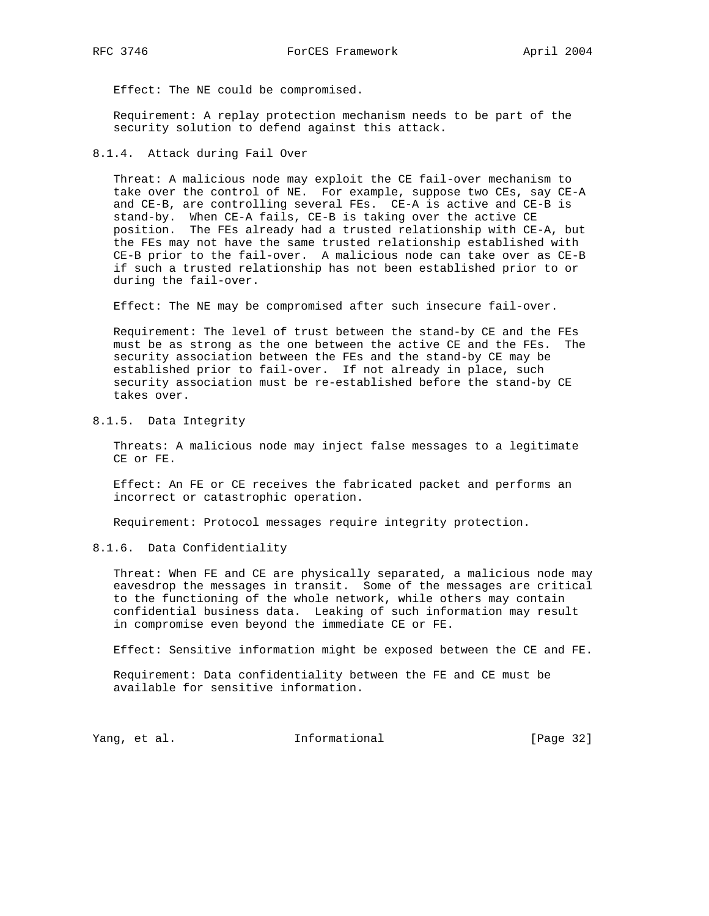Effect: The NE could be compromised.

Requirement: A replay protection mechanism needs to be part of the security solution to defend against this attack.

#### 8.1.4. Attack during Fail Over

Threat: A malicious node may exploit the CE fail-over mechanism to take over the control of NE. For example, suppose two CEs, say CE-A and CE-B, are controlling several FEs. CE-A is active and CE-B is stand-by. When CE-A fails, CE-B is taking over the active CE position. The FEs already had a trusted relationship with CE-A, but the FEs may not have the same trusted relationship established with CE-B prior to the fail-over. A malicious node can take over as CE-B if such a trusted relationship has not been established prior to or during the fail-over.

Effect: The NE may be compromised after such insecure fail-over.

Requirement: The level of trust between the stand-by CE and the FEs must be as strong as the one between the active CE and the FEs. The security association between the FEs and the stand-by CE may be established prior to fail-over. If not already in place, such security association must be re-established before the stand-by CE takes over.

#### 8.1.5. Data Integrity

Threats: A malicious node may inject false messages to a legitimate CE or FE.

Effect: An FE or CE receives the fabricated packet and performs an incorrect or catastrophic operation.

Requirement: Protocol messages require integrity protection.

#### 8.1.6. Data Confidentiality

Threat: When FE and CE are physically separated, a malicious node may eavesdrop the messages in transit. Some of the messages are critical to the functioning of the whole network, while others may contain confidential business data. Leaking of such information may result in compromise even beyond the immediate CE or FE.

Effect: Sensitive information might be exposed between the CE and FE.

Requirement: Data confidentiality between the FE and CE must be available for sensitive information.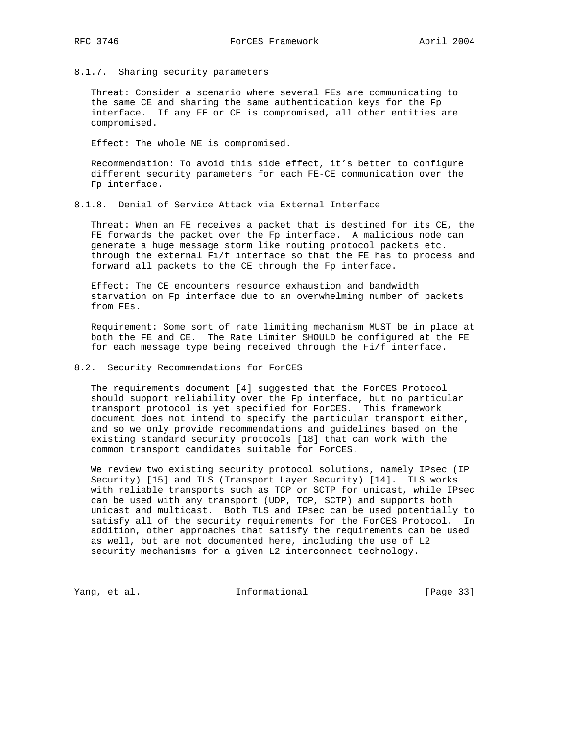#### 8.1.7. Sharing security parameters

Threat: Consider a scenario where several FEs are communicating to the same CE and sharing the same authentication keys for the Fp interface. If any FE or CE is compromised, all other entities are compromised.

Effect: The whole NE is compromised.

Recommendation: To avoid this side effect, it's better to configure different security parameters for each FE-CE communication over the Fp interface.

#### 8.1.8. Denial of Service Attack via External Interface

Threat: When an FE receives a packet that is destined for its CE, the FE forwards the packet over the Fp interface. A malicious node can generate a huge message storm like routing protocol packets etc. through the external Fi/f interface so that the FE has to process and forward all packets to the CE through the Fp interface.

Effect: The CE encounters resource exhaustion and bandwidth starvation on Fp interface due to an overwhelming number of packets from FEs.

Requirement: Some sort of rate limiting mechanism MUST be in place at both the FE and CE. The Rate Limiter SHOULD be configured at the FE for each message type being received through the Fi/f interface.

### 8.2. Security Recommendations for ForCES

The requirements document [4] suggested that the ForCES Protocol should support reliability over the Fp interface, but no particular transport protocol is yet specified for ForCES. This framework document does not intend to specify the particular transport either, and so we only provide recommendations and guidelines based on the existing standard security protocols [18] that can work with the common transport candidates suitable for ForCES.

We review two existing security protocol solutions, namely IPsec (IP Security) [15] and TLS (Transport Layer Security) [14]. TLS works with reliable transports such as TCP or SCTP for unicast, while IPsec can be used with any transport (UDP, TCP, SCTP) and supports both unicast and multicast. Both TLS and IPsec can be used potentially to satisfy all of the security requirements for the ForCES Protocol. In addition, other approaches that satisfy the requirements can be used as well, but are not documented here, including the use of L2 security mechanisms for a given L2 interconnect technology.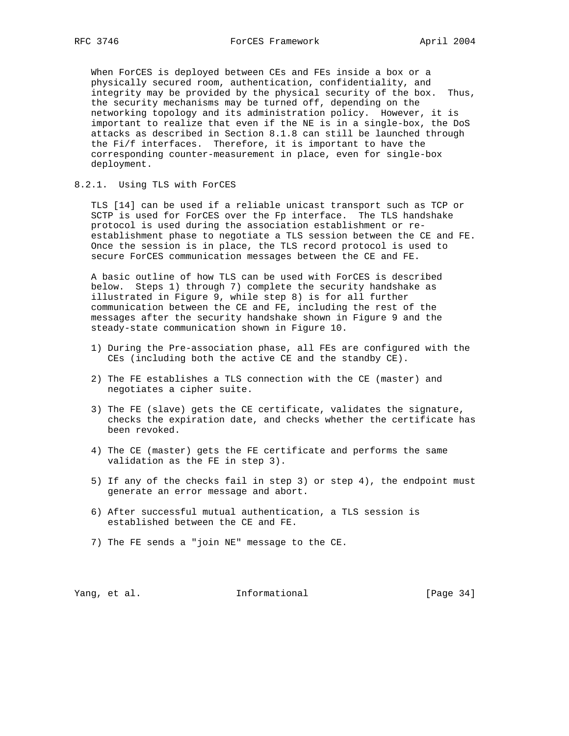When ForCES is deployed between CEs and FEs inside a box or a physically secured room, authentication, confidentiality, and integrity may be provided by the physical security of the box. Thus, the security mechanisms may be turned off, depending on the networking topology and its administration policy. However, it is important to realize that even if the NE is in a single-box, the DoS attacks as described in Section 8.1.8 can still be launched through the Fi/f interfaces. Therefore, it is important to have the corresponding counter-measurement in place, even for single-box deployment.

### 8.2.1. Using TLS with ForCES

TLS [14] can be used if a reliable unicast transport such as TCP or SCTP is used for ForCES over the Fp interface. The TLS handshake protocol is used during the association establishment or re-establishment phase to negotiate a TLS session between the CE and FE. Once the session is in place, the TLS record protocol is used to secure ForCES communication messages between the CE and FE.

A basic outline of how TLS can be used with ForCES is described below. Steps 1) through 7) complete the security handshake as illustrated in Figure 9, while step 8) is for all further communication between the CE and FE, including the rest of the messages after the security handshake shown in Figure 9 and the steady-state communication shown in Figure 10.

1) During the Pre-association phase, all FEs are configured with the CEs (including both the active CE and the standby CE).

2) The FE establishes a TLS connection with the CE (master) and negotiates a cipher suite.

3) The FE (slave) gets the CE certificate, validates the signature, checks the expiration date, and checks whether the certificate has been revoked.

4) The CE (master) gets the FE certificate and performs the same validation as the FE in step 3).

5) If any of the checks fail in step 3) or step 4), the endpoint must generate an error message and abort.

6) After successful mutual authentication, a TLS session is established between the CE and FE.

7) The FE sends a "join NE" message to the CE.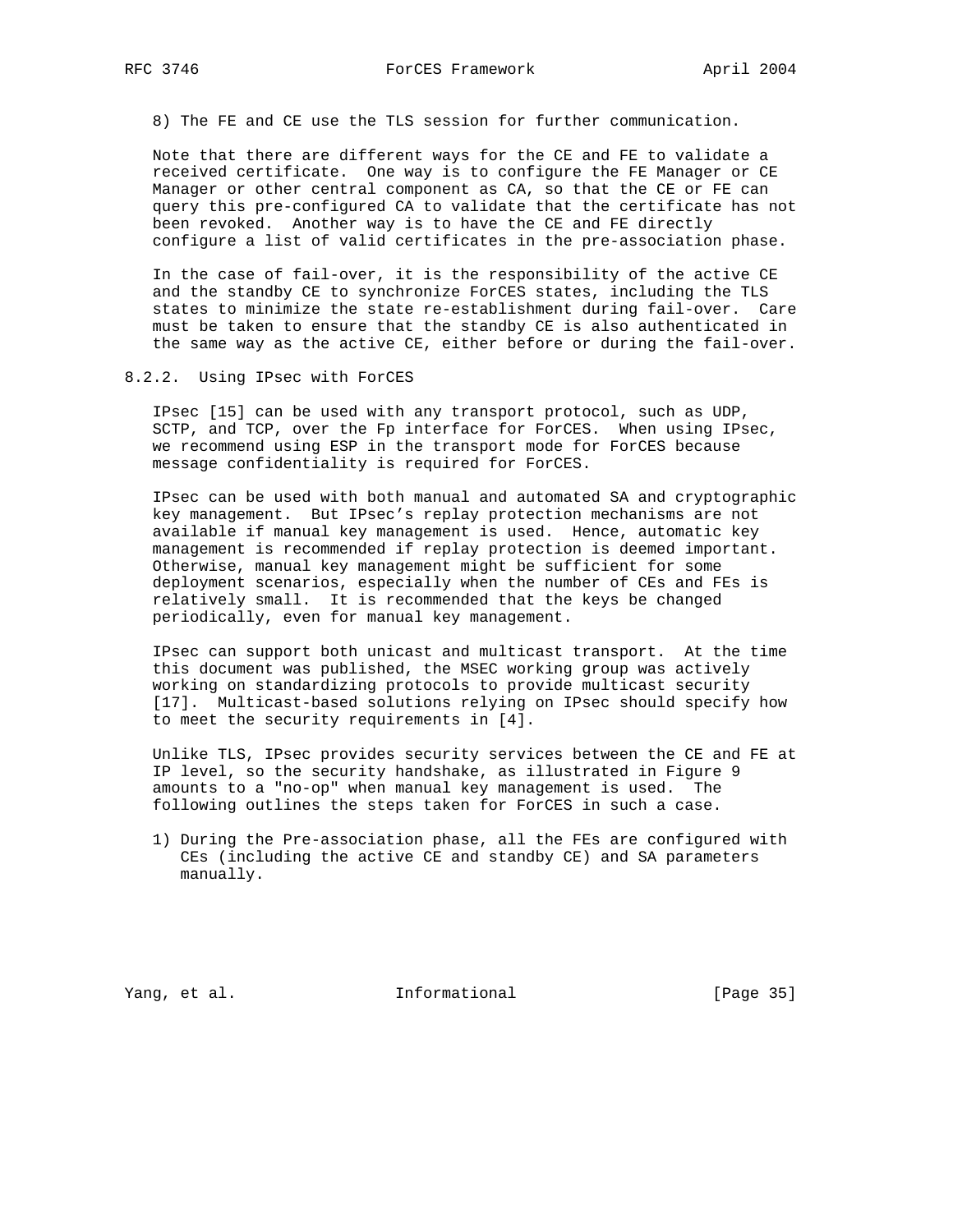8) The FE and CE use the TLS session for further communication.

Note that there are different ways for the CE and FE to validate a received certificate. One way is to configure the FE Manager or CE Manager or other central component as CA, so that the CE or FE can query this pre-configured CA to validate that the certificate has not been revoked. Another way is to have the CE and FE directly configure a list of valid certificates in the pre-association phase.

In the case of fail-over, it is the responsibility of the active CE and the standby CE to synchronize ForCES states, including the TLS states to minimize the state re-establishment during fail-over. Care must be taken to ensure that the standby CE is also authenticated in the same way as the active CE, either before or during the fail-over.

### 8.2.2. Using IPsec with ForCES

IPsec [15] can be used with any transport protocol, such as UDP, SCTP, and TCP, over the Fp interface for ForCES. When using IPsec, we recommend using ESP in the transport mode for ForCES because message confidentiality is required for ForCES.

IPsec can be used with both manual and automated SA and cryptographic key management. But IPsec's replay protection mechanisms are not available if manual key management is used. Hence, automatic key management is recommended if replay protection is deemed important. Otherwise, manual key management might be sufficient for some deployment scenarios, especially when the number of CEs and FEs is relatively small. It is recommended that the keys be changed periodically, even for manual key management.

IPsec can support both unicast and multicast transport. At the time this document was published, the MSEC working group was actively working on standardizing protocols to provide multicast security [17]. Multicast-based solutions relying on IPsec should specify how to meet the security requirements in [4].

Unlike TLS, IPsec provides security services between the CE and FE at IP level, so the security handshake, as illustrated in Figure 9 amounts to a "no-op" when manual key management is used. The following outlines the steps taken for ForCES in such a case.

1) During the Pre-association phase, all the FEs are configured with CEs (including the active CE and standby CE) and SA parameters manually.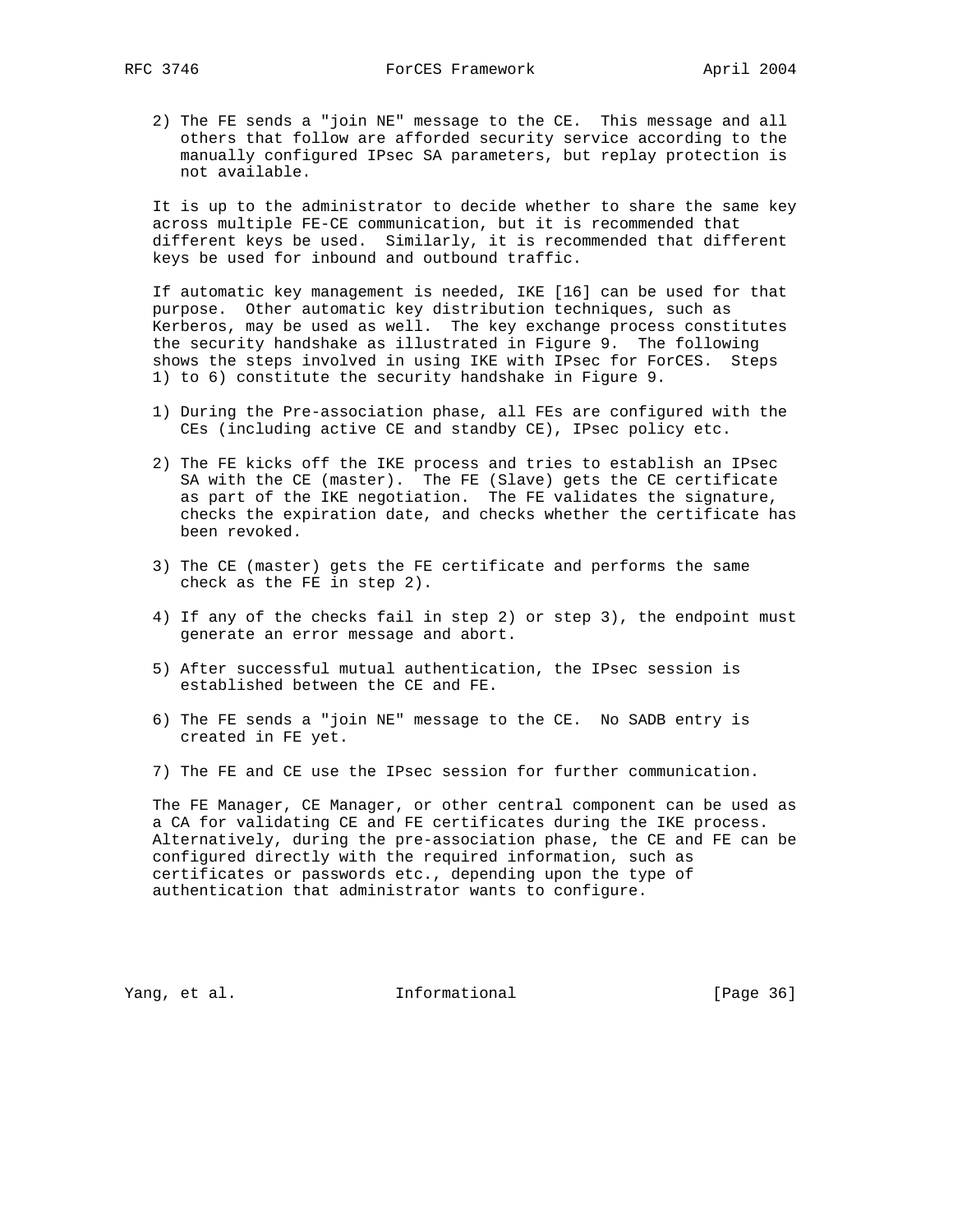2) The FE sends a "join NE" message to the CE. This message and all others that follow are afforded security service according to the manually configured IPsec SA parameters, but replay protection is not available.

It is up to the administrator to decide whether to share the same key across multiple FE-CE communication, but it is recommended that different keys be used. Similarly, it is recommended that different keys be used for inbound and outbound traffic.

If automatic key management is needed, IKE [16] can be used for that purpose. Other automatic key distribution techniques, such as Kerberos, may be used as well. The key exchange process constitutes the security handshake as illustrated in Figure 9. The following shows the steps involved in using IKE with IPsec for ForCES. Steps 1) to 6) constitute the security handshake in Figure 9.

1) During the Pre-association phase, all FEs are configured with the CEs (including active CE and standby CE), IPsec policy etc.

2) The FE kicks off the IKE process and tries to establish an IPsec SA with the CE (master). The FE (Slave) gets the CE certificate as part of the IKE negotiation. The FE validates the signature, checks the expiration date, and checks whether the certificate has been revoked.

3) The CE (master) gets the FE certificate and performs the same check as the FE in step 2).

4) If any of the checks fail in step 2) or step 3), the endpoint must generate an error message and abort.

5) After successful mutual authentication, the IPsec session is established between the CE and FE.

6) The FE sends a "join NE" message to the CE. No SADB entry is created in FE yet.

7) The FE and CE use the IPsec session for further communication.

The FE Manager, CE Manager, or other central component can be used as a CA for validating CE and FE certificates during the IKE process. Alternatively, during the pre-association phase, the CE and FE can be configured directly with the required information, such as certificates or passwords etc., depending upon the type of authentication that administrator wants to configure.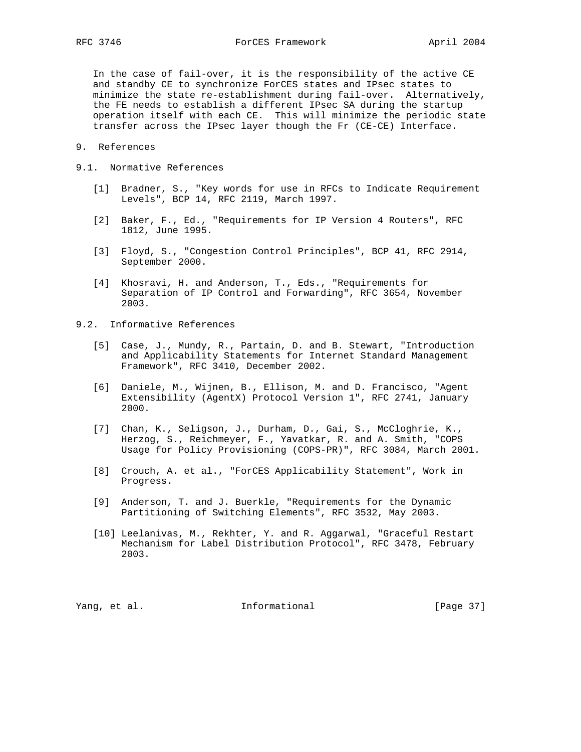In the case of fail-over, it is the responsibility of the active CE and standby CE to synchronize ForCES states and IPsec states to minimize the state re-establishment during fail-over. Alternatively, the FE needs to establish a different IPsec SA during the startup operation itself with each CE. This will minimize the periodic state transfer across the IPsec layer though the Fr (CE-CE) Interface.

## 9. References

### 9.1. Normative References

[1] Bradner, S., "Key words for use in RFCs to Indicate Requirement Levels", BCP 14, RFC 2119, March 1997.

[2] Baker, F., Ed., "Requirements for IP Version 4 Routers", RFC 1812, June 1995.

[3] Floyd, S., "Congestion Control Principles", BCP 41, RFC 2914, September 2000.

[4] Khosravi, H. and Anderson, T., Eds., "Requirements for Separation of IP Control and Forwarding", RFC 3654, November 2003.

### 9.2. Informative References

[5] Case, J., Mundy, R., Partain, D. and B. Stewart, "Introduction and Applicability Statements for Internet Standard Management Framework", RFC 3410, December 2002.

[6] Daniele, M., Wijnen, B., Ellison, M. and D. Francisco, "Agent Extensibility (AgentX) Protocol Version 1", RFC 2741, January 2000.

[7] Chan, K., Seligson, J., Durham, D., Gai, S., McCloghrie, K., Herzog, S., Reichmeyer, F., Yavatkar, R. and A. Smith, "COPS Usage for Policy Provisioning (COPS-PR)", RFC 3084, March 2001.

[8] Crouch, A. et al., "ForCES Applicability Statement", Work in Progress.

[9] Anderson, T. and J. Buerkle, "Requirements for the Dynamic Partitioning of Switching Elements", RFC 3532, May 2003.

[10] Leelanivas, M., Rekhter, Y. and R. Aggarwal, "Graceful Restart Mechanism for Label Distribution Protocol", RFC 3478, February 2003.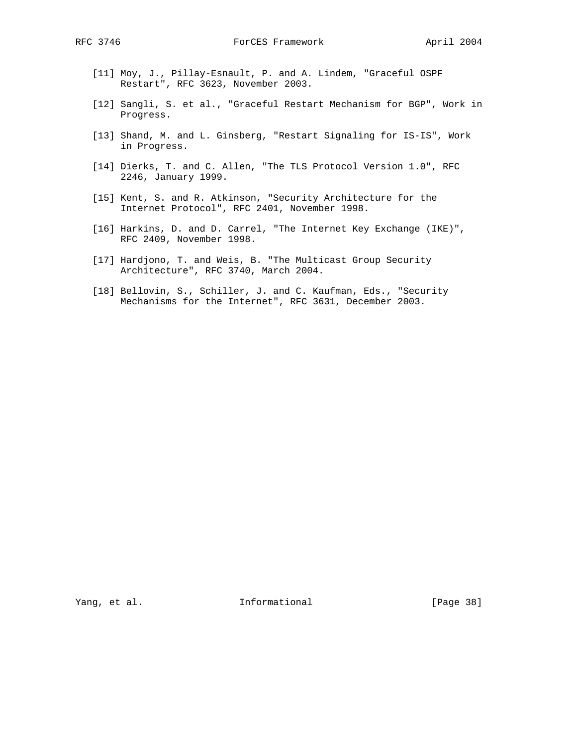[11] Moy, J., Pillay-Esnault, P. and A. Lindem, "Graceful OSPF Restart", RFC 3623, November 2003.

[12] Sangli, S. et al., "Graceful Restart Mechanism for BGP", Work in Progress.

[13] Shand, M. and L. Ginsberg, "Restart Signaling for IS-IS", Work in Progress.

[14] Dierks, T. and C. Allen, "The TLS Protocol Version 1.0", RFC 2246, January 1999.

[15] Kent, S. and R. Atkinson, "Security Architecture for the Internet Protocol", RFC 2401, November 1998.

[16] Harkins, D. and D. Carrel, "The Internet Key Exchange (IKE)", RFC 2409, November 1998.

[17] Hardjono, T. and Weis, B. "The Multicast Group Security Architecture", RFC 3740, March 2004.

[18] Bellovin, S., Schiller, J. and C. Kaufman, Eds., "Security Mechanisms for the Internet", RFC 3631, December 2003.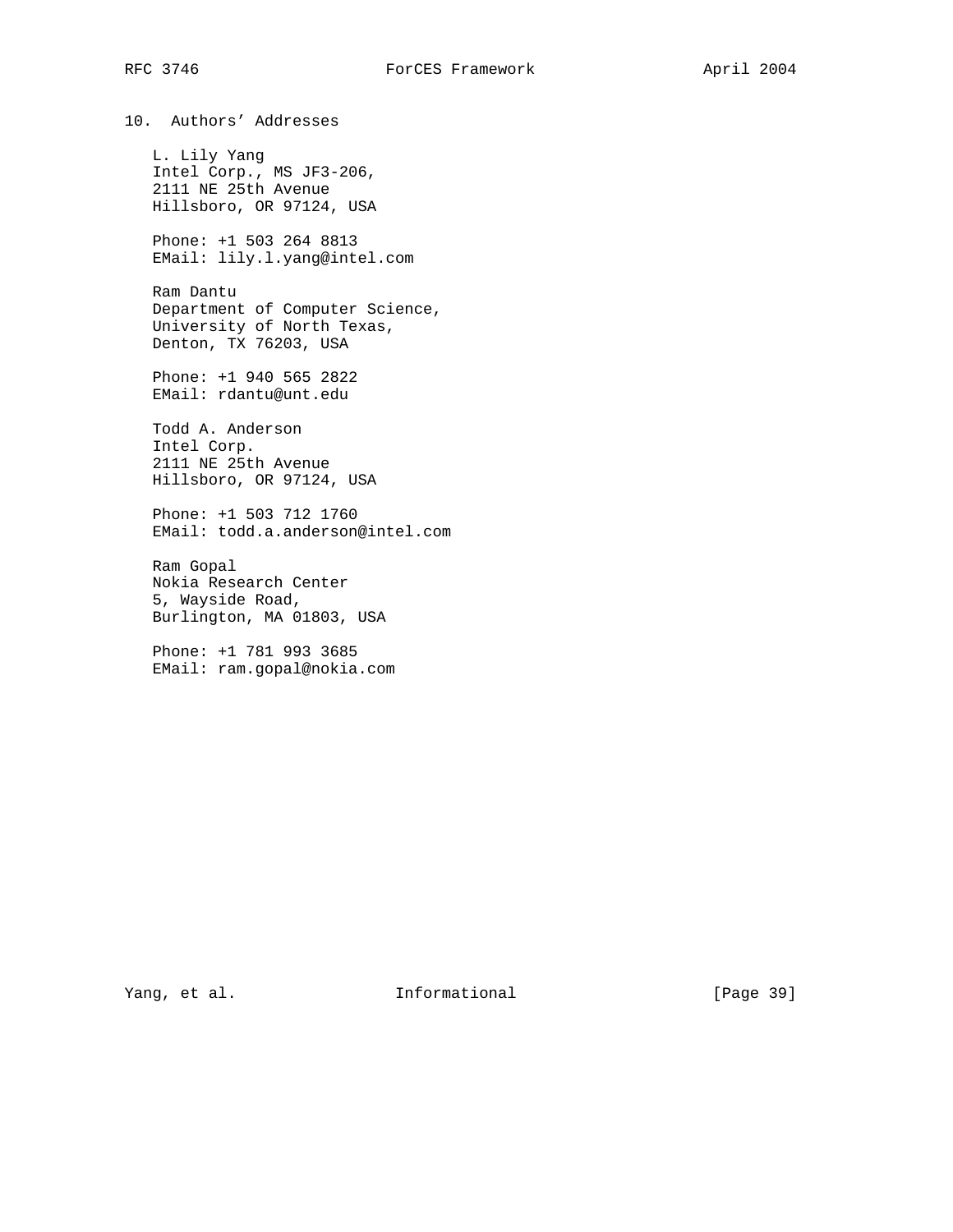## 10. Authors' Addresses

L. Lily Yang
Intel Corp., MS JF3-206,
2111 NE 25th Avenue
Hillsboro, OR 97124, USA

Phone: +1 503 264 8813
EMail: lily.l.yang@intel.com

Ram Dantu
Department of Computer Science,
University of North Texas,
Denton, TX 76203, USA

Phone: +1 940 565 2822
EMail: rdantu@unt.edu

Todd A. Anderson
Intel Corp.
2111 NE 25th Avenue
Hillsboro, OR 97124, USA

Phone: +1 503 712 1760
EMail: todd.a.anderson@intel.com

Ram Gopal
Nokia Research Center
5, Wayside Road,
Burlington, MA 01803, USA

Phone: +1 781 993 3685
EMail: ram.gopal@nokia.com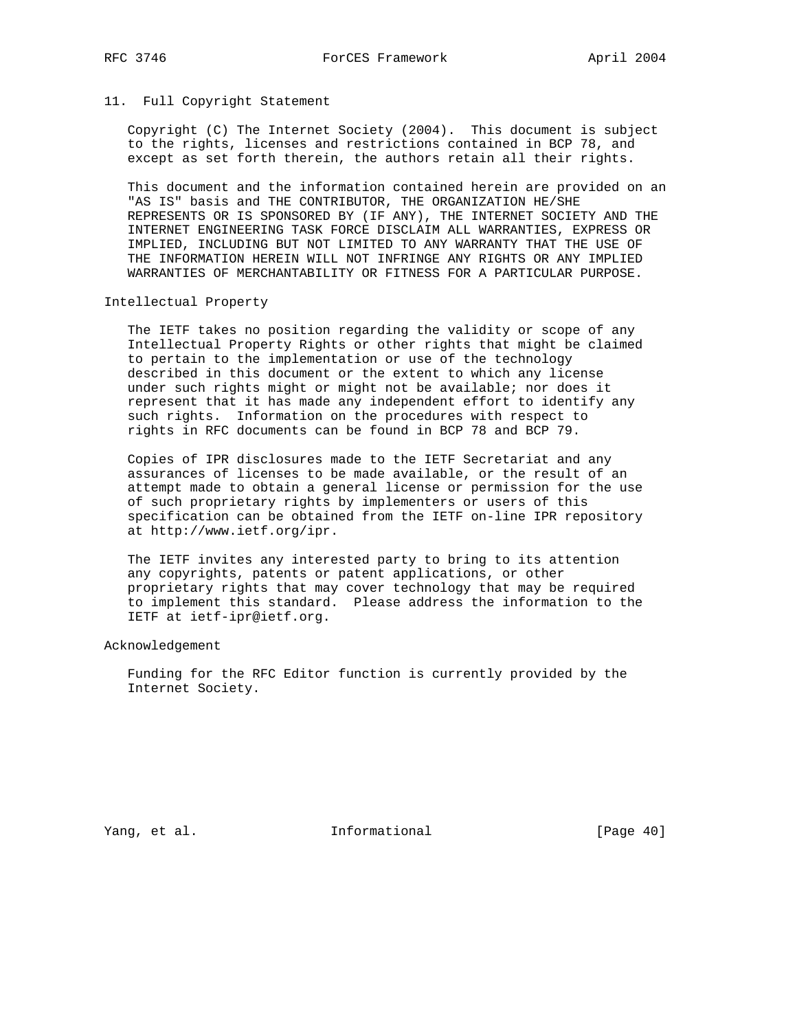## 11. Full Copyright Statement

Copyright (C) The Internet Society (2004). This document is subject to the rights, licenses and restrictions contained in BCP 78, and except as set forth therein, the authors retain all their rights.

This document and the information contained herein are provided on an "AS IS" basis and THE CONTRIBUTOR, THE ORGANIZATION HE/SHE REPRESENTS OR IS SPONSORED BY (IF ANY), THE INTERNET SOCIETY AND THE INTERNET ENGINEERING TASK FORCE DISCLAIM ALL WARRANTIES, EXPRESS OR IMPLIED, INCLUDING BUT NOT LIMITED TO ANY WARRANTY THAT THE USE OF THE INFORMATION HEREIN WILL NOT INFRINGE ANY RIGHTS OR ANY IMPLIED WARRANTIES OF MERCHANTABILITY OR FITNESS FOR A PARTICULAR PURPOSE.

## Intellectual Property

The IETF takes no position regarding the validity or scope of any Intellectual Property Rights or other rights that might be claimed to pertain to the implementation or use of the technology described in this document or the extent to which any license under such rights might or might not be available; nor does it represent that it has made any independent effort to identify any such rights. Information on the procedures with respect to rights in RFC documents can be found in BCP 78 and BCP 79.

Copies of IPR disclosures made to the IETF Secretariat and any assurances of licenses to be made available, or the result of an attempt made to obtain a general license or permission for the use of such proprietary rights by implementers or users of this specification can be obtained from the IETF on-line IPR repository at http://www.ietf.org/ipr.

The IETF invites any interested party to bring to its attention any copyrights, patents or patent applications, or other proprietary rights that may cover technology that may be required to implement this standard. Please address the information to the IETF at ietf-ipr@ietf.org.

## Acknowledgement

Funding for the RFC Editor function is currently provided by the Internet Society.